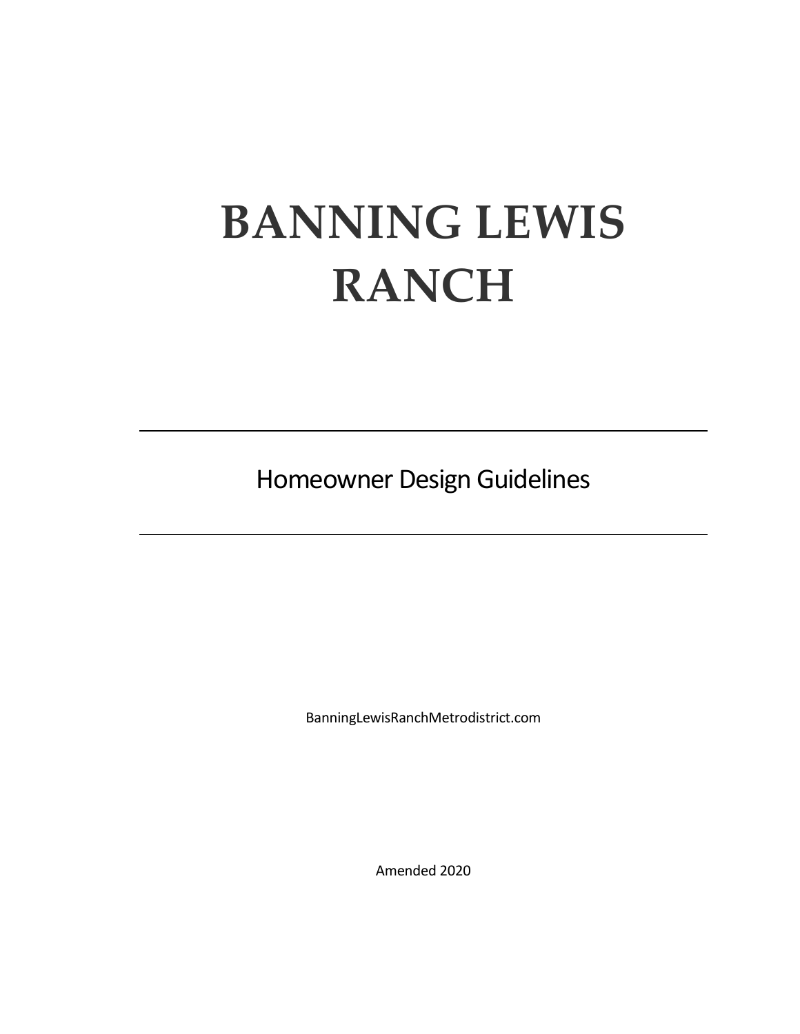# BANNING LEWIS RANCH

---

## Homeowner Design Guidelines

---

BanningLewisRanchMetrodistrict.com

Amended 2020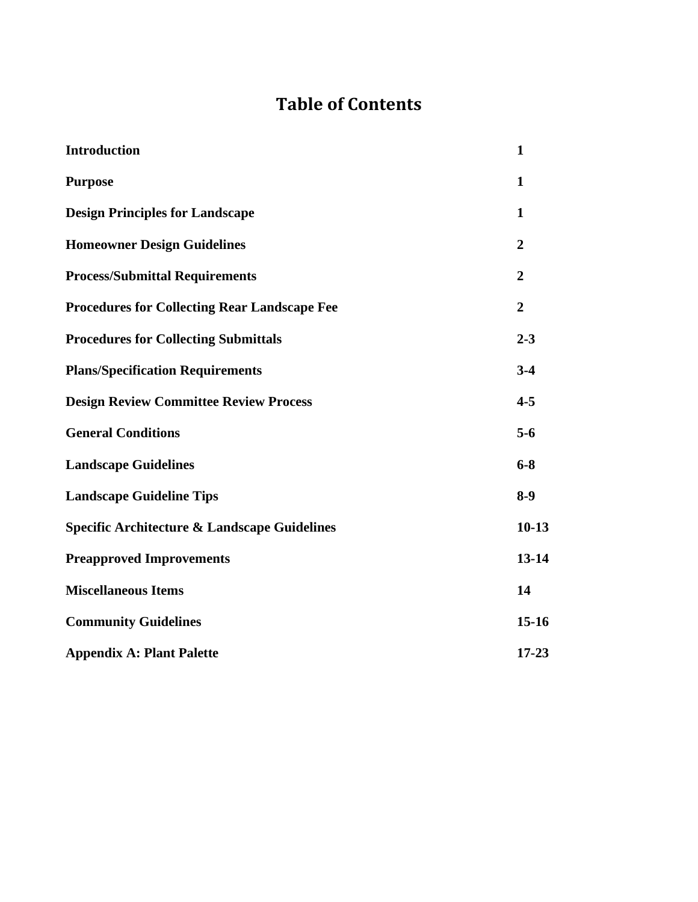# Table of Contents

| | |
|---|---|
| **Introduction** | **1** |
| **Purpose** | **1** |
| **Design Principles for Landscape** | **1** |
| **Homeowner Design Guidelines** | **2** |
| **Process/Submittal Requirements** | **2** |
| **Procedures for Collecting Rear Landscape Fee** | **2** |
| **Procedures for Collecting Submittals** | **2-3** |
| **Plans/Specification Requirements** | **3-4** |
| **Design Review Committee Review Process** | **4-5** |
| **General Conditions** | **5-6** |
| **Landscape Guidelines** | **6-8** |
| **Landscape Guideline Tips** | **8-9** |
| **Specific Architecture & Landscape Guidelines** | **10-13** |
| **Preapproved Improvements** | **13-14** |
| **Miscellaneous Items** | **14** |
| **Community Guidelines** | **15-16** |
| **Appendix A: Plant Palette** | **17-23** |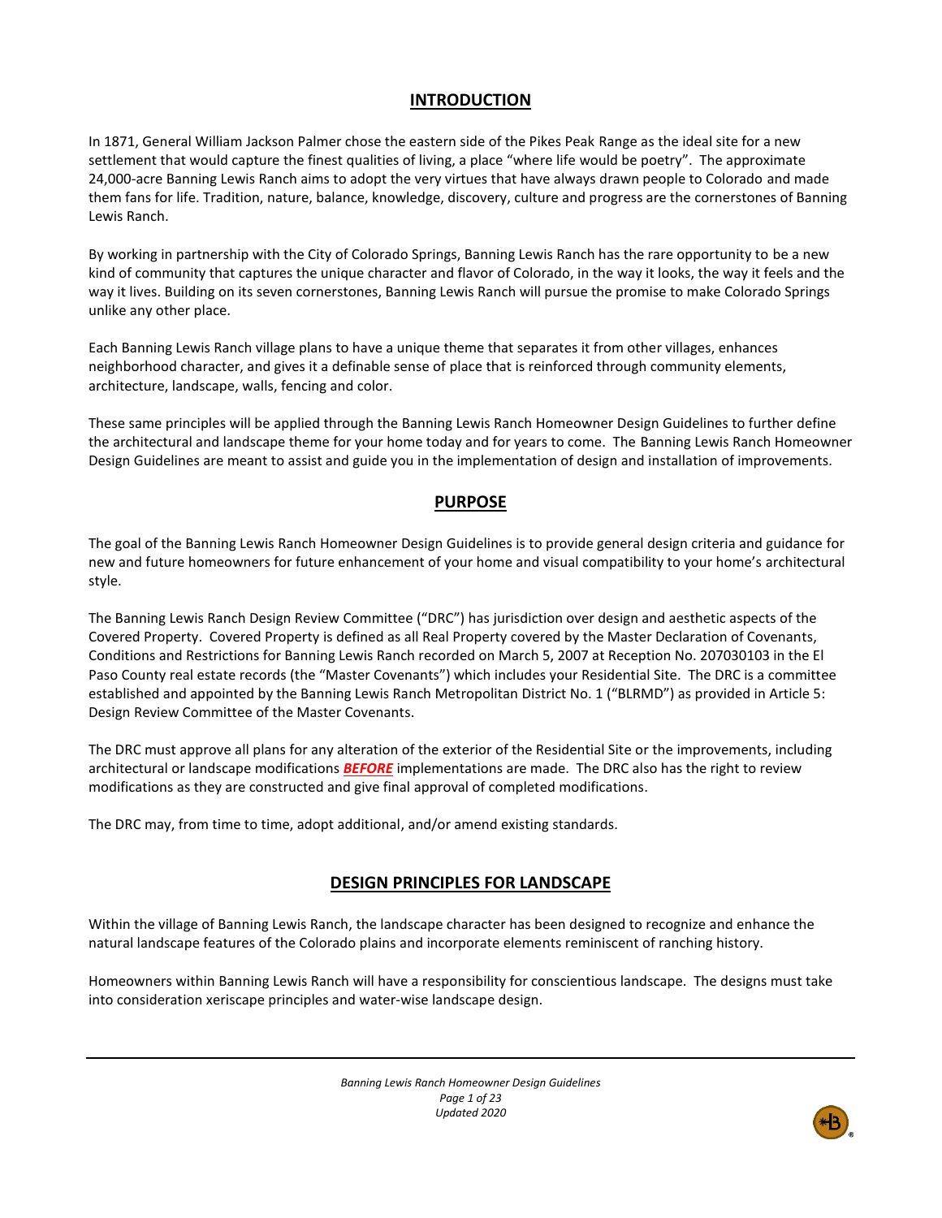## INTRODUCTION

In 1871, General William Jackson Palmer chose the eastern side of the Pikes Peak Range as the ideal site for a new settlement that would capture the finest qualities of living, a place "where life would be poetry". The approximate 24,000-acre Banning Lewis Ranch aims to adopt the very virtues that have always drawn people to Colorado and made them fans for life. Tradition, nature, balance, knowledge, discovery, culture and progress are the cornerstones of Banning Lewis Ranch.

By working in partnership with the City of Colorado Springs, Banning Lewis Ranch has the rare opportunity to be a new kind of community that captures the unique character and flavor of Colorado, in the way it looks, the way it feels and the way it lives. Building on its seven cornerstones, Banning Lewis Ranch will pursue the promise to make Colorado Springs unlike any other place.

Each Banning Lewis Ranch village plans to have a unique theme that separates it from other villages, enhances neighborhood character, and gives it a definable sense of place that is reinforced through community elements, architecture, landscape, walls, fencing and color.

These same principles will be applied through the Banning Lewis Ranch Homeowner Design Guidelines to further define the architectural and landscape theme for your home today and for years to come. The Banning Lewis Ranch Homeowner Design Guidelines are meant to assist and guide you in the implementation of design and installation of improvements.

## PURPOSE

The goal of the Banning Lewis Ranch Homeowner Design Guidelines is to provide general design criteria and guidance for new and future homeowners for future enhancement of your home and visual compatibility to your home's architectural style.

The Banning Lewis Ranch Design Review Committee ("DRC") has jurisdiction over design and aesthetic aspects of the Covered Property. Covered Property is defined as all Real Property covered by the Master Declaration of Covenants, Conditions and Restrictions for Banning Lewis Ranch recorded on March 5, 2007 at Reception No. 207030103 in the El Paso County real estate records (the "Master Covenants") which includes your Residential Site. The DRC is a committee established and appointed by the Banning Lewis Ranch Metropolitan District No. 1 ("BLRMD") as provided in Article 5: Design Review Committee of the Master Covenants.

The DRC must approve all plans for any alteration of the exterior of the Residential Site or the improvements, including architectural or landscape modifications ***BEFORE*** implementations are made. The DRC also has the right to review modifications as they are constructed and give final approval of completed modifications.

The DRC may, from time to time, adopt additional, and/or amend existing standards.

## DESIGN PRINCIPLES FOR LANDSCAPE

Within the village of Banning Lewis Ranch, the landscape character has been designed to recognize and enhance the natural landscape features of the Colorado plains and incorporate elements reminiscent of ranching history.

Homeowners within Banning Lewis Ranch will have a responsibility for conscientious landscape. The designs must take into consideration xeriscape principles and water-wise landscape design.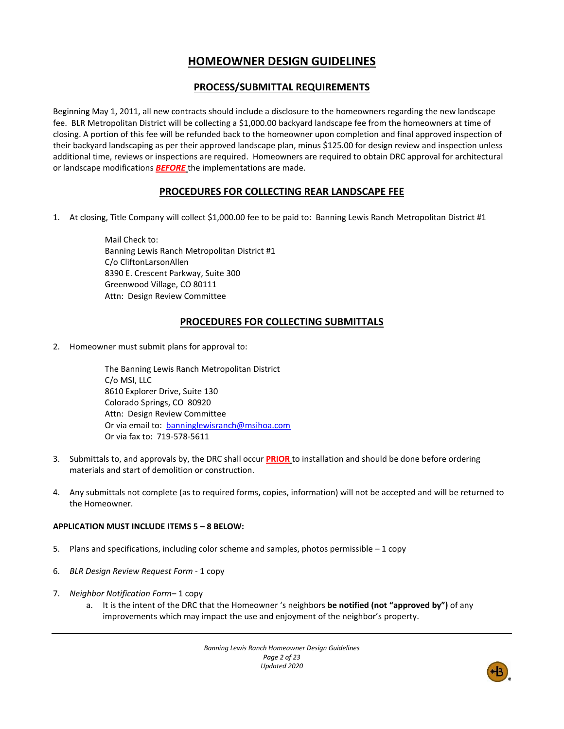# HOMEOWNER DESIGN GUIDELINES

## PROCESS/SUBMITTAL REQUIREMENTS

Beginning May 1, 2011, all new contracts should include a disclosure to the homeowners regarding the new landscape fee. BLR Metropolitan District will be collecting a $1,000.00 backyard landscape fee from the homeowners at time of closing. A portion of this fee will be refunded back to the homeowner upon completion and final approved inspection of their backyard landscaping as per their approved landscape plan, minus $125.00 for design review and inspection unless additional time, reviews or inspections are required. Homeowners are required to obtain DRC approval for architectural or landscape modifications ***BEFORE*** the implementations are made.

## PROCEDURES FOR COLLECTING REAR LANDSCAPE FEE

1. At closing, Title Company will collect $1,000.00 fee to be paid to: Banning Lewis Ranch Metropolitan District #1

   Mail Check to:
   Banning Lewis Ranch Metropolitan District #1
   C/o CliftonLarsonAllen
   8390 E. Crescent Parkway, Suite 300
   Greenwood Village, CO 80111
   Attn: Design Review Committee

## PROCEDURES FOR COLLECTING SUBMITTALS

2. Homeowner must submit plans for approval to:

   The Banning Lewis Ranch Metropolitan District
   C/o MSI, LLC
   8610 Explorer Drive, Suite 130
   Colorado Springs, CO 80920
   Attn: Design Review Committee
   Or via email to: banninglewisranch@msihoa.com
   Or via fax to: 719-578-5611

3. Submittals to, and approvals by, the DRC shall occur **PRIOR** to installation and should be done before ordering materials and start of demolition or construction.

4. Any submittals not complete (as to required forms, copies, information) will not be accepted and will be returned to the Homeowner.

**APPLICATION MUST INCLUDE ITEMS 5 – 8 BELOW:**

5. Plans and specifications, including color scheme and samples, photos permissible – 1 copy

6. *BLR Design Review Request Form* - 1 copy

7. *Neighbor Notification Form*– 1 copy
   a. It is the intent of the DRC that the Homeowner 's neighbors **be notified (not "approved by")** of any improvements which may impact the use and enjoyment of the neighbor's property.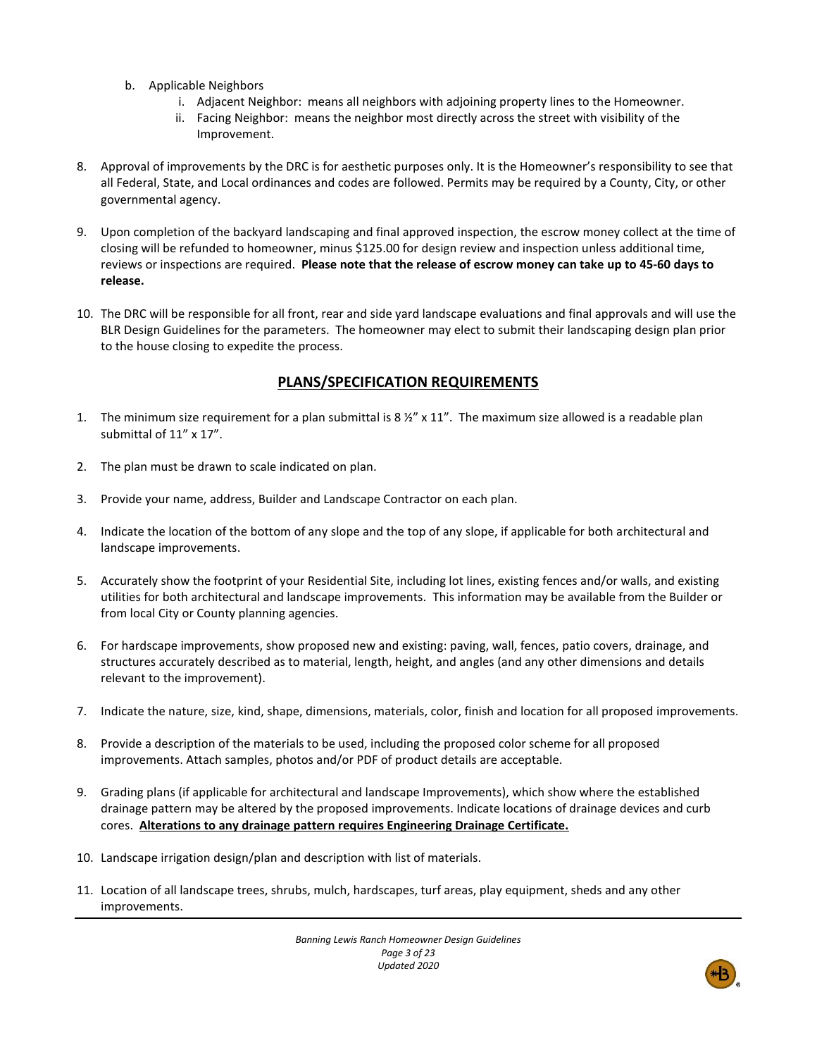b. Applicable Neighbors
    i. Adjacent Neighbor: means all neighbors with adjoining property lines to the Homeowner.
    ii. Facing Neighbor: means the neighbor most directly across the street with visibility of the Improvement.

8. Approval of improvements by the DRC is for aesthetic purposes only. It is the Homeowner's responsibility to see that all Federal, State, and Local ordinances and codes are followed. Permits may be required by a County, City, or other governmental agency.

9. Upon completion of the backyard landscaping and final approved inspection, the escrow money collect at the time of closing will be refunded to homeowner, minus $125.00 for design review and inspection unless additional time, reviews or inspections are required. **Please note that the release of escrow money can take up to 45-60 days to release.**

10. The DRC will be responsible for all front, rear and side yard landscape evaluations and final approvals and will use the BLR Design Guidelines for the parameters. The homeowner may elect to submit their landscaping design plan prior to the house closing to expedite the process.

## PLANS/SPECIFICATION REQUIREMENTS

1. The minimum size requirement for a plan submittal is 8 ½" x 11". The maximum size allowed is a readable plan submittal of 11" x 17".

2. The plan must be drawn to scale indicated on plan.

3. Provide your name, address, Builder and Landscape Contractor on each plan.

4. Indicate the location of the bottom of any slope and the top of any slope, if applicable for both architectural and landscape improvements.

5. Accurately show the footprint of your Residential Site, including lot lines, existing fences and/or walls, and existing utilities for both architectural and landscape improvements. This information may be available from the Builder or from local City or County planning agencies.

6. For hardscape improvements, show proposed new and existing: paving, wall, fences, patio covers, drainage, and structures accurately described as to material, length, height, and angles (and any other dimensions and details relevant to the improvement).

7. Indicate the nature, size, kind, shape, dimensions, materials, color, finish and location for all proposed improvements.

8. Provide a description of the materials to be used, including the proposed color scheme for all proposed improvements. Attach samples, photos and/or PDF of product details are acceptable.

9. Grading plans (if applicable for architectural and landscape Improvements), which show where the established drainage pattern may be altered by the proposed improvements. Indicate locations of drainage devices and curb cores. **Alterations to any drainage pattern requires Engineering Drainage Certificate.**

10. Landscape irrigation design/plan and description with list of materials.

11. Location of all landscape trees, shrubs, mulch, hardscapes, turf areas, play equipment, sheds and any other improvements.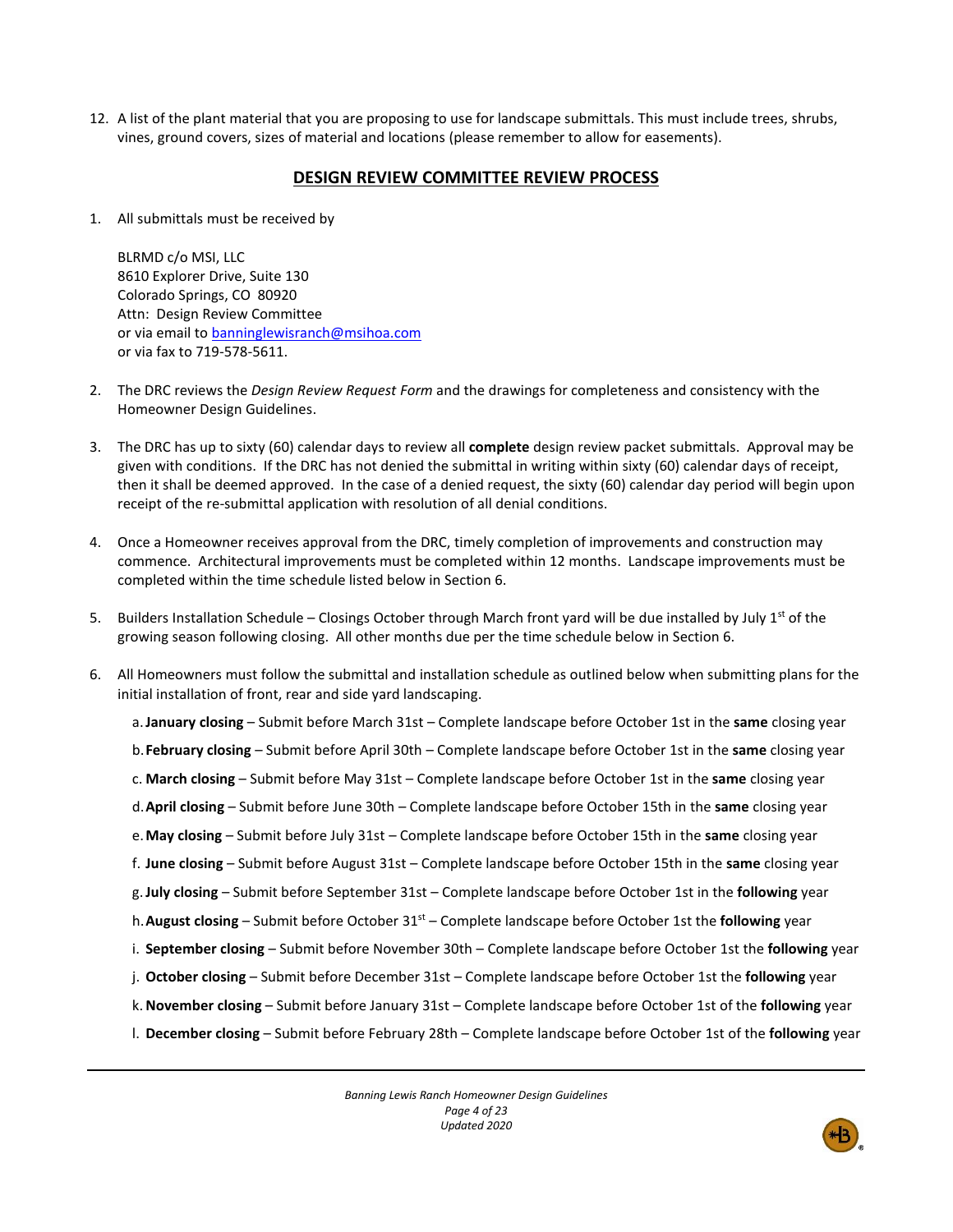12. A list of the plant material that you are proposing to use for landscape submittals. This must include trees, shrubs, vines, ground covers, sizes of material and locations (please remember to allow for easements).

## DESIGN REVIEW COMMITTEE REVIEW PROCESS

1. All submittals must be received by

   BLRMD c/o MSI, LLC
   8610 Explorer Drive, Suite 130
   Colorado Springs, CO 80920
   Attn: Design Review Committee
   or via email to banninglewisranch@msihoa.com
   or via fax to 719-578-5611.

2. The DRC reviews the *Design Review Request Form* and the drawings for completeness and consistency with the Homeowner Design Guidelines.

3. The DRC has up to sixty (60) calendar days to review all **complete** design review packet submittals. Approval may be given with conditions. If the DRC has not denied the submittal in writing within sixty (60) calendar days of receipt, then it shall be deemed approved. In the case of a denied request, the sixty (60) calendar day period will begin upon receipt of the re-submittal application with resolution of all denial conditions.

4. Once a Homeowner receives approval from the DRC, timely completion of improvements and construction may commence. Architectural improvements must be completed within 12 months. Landscape improvements must be completed within the time schedule listed below in Section 6.

5. Builders Installation Schedule – Closings October through March front yard will be due installed by July 1st of the growing season following closing. All other months due per the time schedule below in Section 6.

6. All Homeowners must follow the submittal and installation schedule as outlined below when submitting plans for the initial installation of front, rear and side yard landscaping.

   a. **January closing** – Submit before March 31st – Complete landscape before October 1st in the **same** closing year
   b. **February closing** – Submit before April 30th – Complete landscape before October 1st in the **same** closing year
   c. **March closing** – Submit before May 31st – Complete landscape before October 1st in the **same** closing year
   d. **April closing** – Submit before June 30th – Complete landscape before October 15th in the **same** closing year
   e. **May closing** – Submit before July 31st – Complete landscape before October 15th in the **same** closing year
   f. **June closing** – Submit before August 31st – Complete landscape before October 15th in the **same** closing year
   g. **July closing** – Submit before September 31st – Complete landscape before October 1st in the **following** year
   h. **August closing** – Submit before October 31st – Complete landscape before October 1st the **following** year
   i. **September closing** – Submit before November 30th – Complete landscape before October 1st the **following** year
   j. **October closing** – Submit before December 31st – Complete landscape before October 1st the **following** year
   k. **November closing** – Submit before January 31st – Complete landscape before October 1st of the **following** year
   l. **December closing** – Submit before February 28th – Complete landscape before October 1st of the **following** year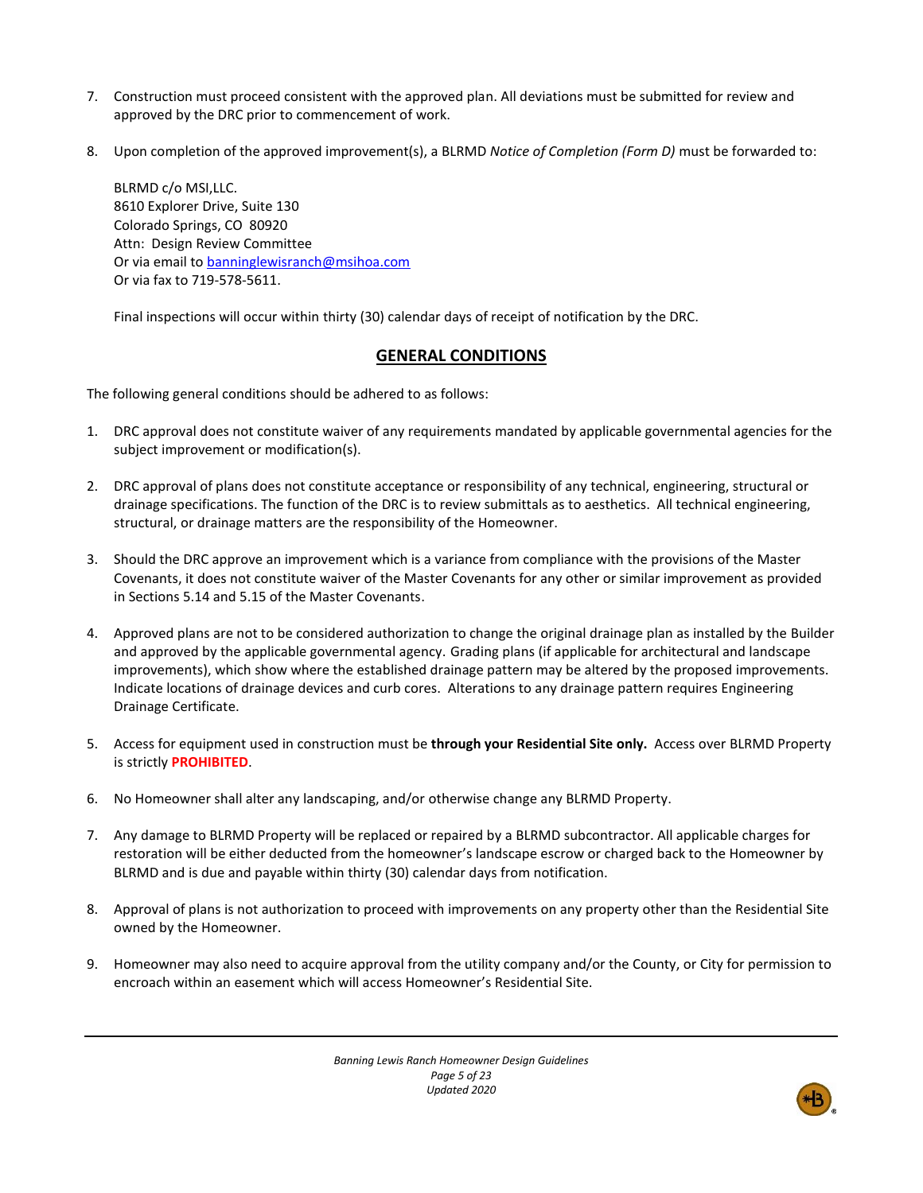7. Construction must proceed consistent with the approved plan. All deviations must be submitted for review and approved by the DRC prior to commencement of work.

8. Upon completion of the approved improvement(s), a BLRMD *Notice of Completion (Form D)* must be forwarded to:

   BLRMD c/o MSI,LLC.
   8610 Explorer Drive, Suite 130
   Colorado Springs, CO 80920
   Attn: Design Review Committee
   Or via email to banninglewisranch@msihoa.com
   Or via fax to 719-578-5611.

   Final inspections will occur within thirty (30) calendar days of receipt of notification by the DRC.

## GENERAL CONDITIONS

The following general conditions should be adhered to as follows:

1. DRC approval does not constitute waiver of any requirements mandated by applicable governmental agencies for the subject improvement or modification(s).

2. DRC approval of plans does not constitute acceptance or responsibility of any technical, engineering, structural or drainage specifications. The function of the DRC is to review submittals as to aesthetics. All technical engineering, structural, or drainage matters are the responsibility of the Homeowner.

3. Should the DRC approve an improvement which is a variance from compliance with the provisions of the Master Covenants, it does not constitute waiver of the Master Covenants for any other or similar improvement as provided in Sections 5.14 and 5.15 of the Master Covenants.

4. Approved plans are not to be considered authorization to change the original drainage plan as installed by the Builder and approved by the applicable governmental agency. Grading plans (if applicable for architectural and landscape improvements), which show where the established drainage pattern may be altered by the proposed improvements. Indicate locations of drainage devices and curb cores. Alterations to any drainage pattern requires Engineering Drainage Certificate.

5. Access for equipment used in construction must be **through your Residential Site only.** Access over BLRMD Property is strictly **PROHIBITED**.

6. No Homeowner shall alter any landscaping, and/or otherwise change any BLRMD Property.

7. Any damage to BLRMD Property will be replaced or repaired by a BLRMD subcontractor. All applicable charges for restoration will be either deducted from the homeowner's landscape escrow or charged back to the Homeowner by BLRMD and is due and payable within thirty (30) calendar days from notification.

8. Approval of plans is not authorization to proceed with improvements on any property other than the Residential Site owned by the Homeowner.

9. Homeowner may also need to acquire approval from the utility company and/or the County, or City for permission to encroach within an easement which will access Homeowner's Residential Site.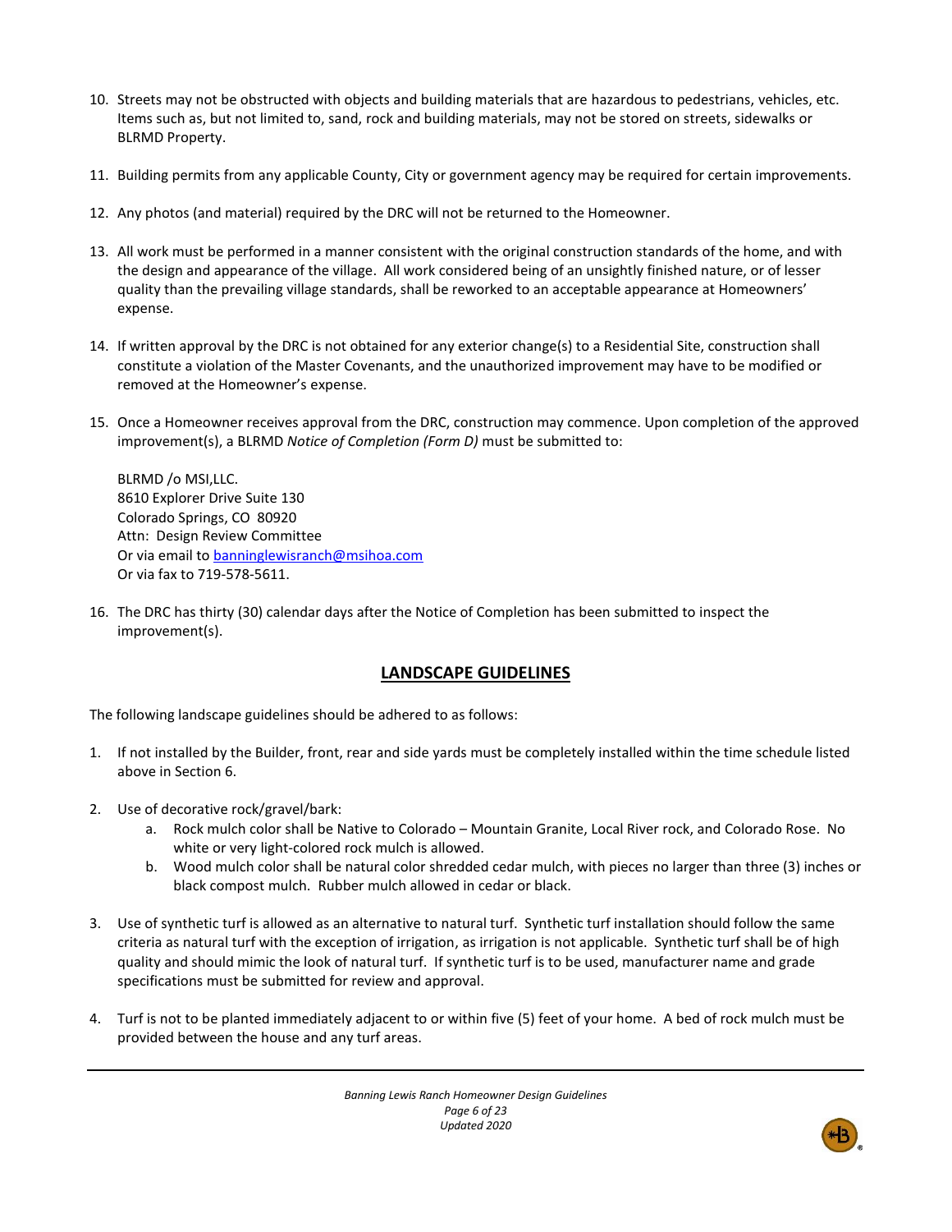10. Streets may not be obstructed with objects and building materials that are hazardous to pedestrians, vehicles, etc. Items such as, but not limited to, sand, rock and building materials, may not be stored on streets, sidewalks or BLRMD Property.

11. Building permits from any applicable County, City or government agency may be required for certain improvements.

12. Any photos (and material) required by the DRC will not be returned to the Homeowner.

13. All work must be performed in a manner consistent with the original construction standards of the home, and with the design and appearance of the village. All work considered being of an unsightly finished nature, or of lesser quality than the prevailing village standards, shall be reworked to an acceptable appearance at Homeowners' expense.

14. If written approval by the DRC is not obtained for any exterior change(s) to a Residential Site, construction shall constitute a violation of the Master Covenants, and the unauthorized improvement may have to be modified or removed at the Homeowner's expense.

15. Once a Homeowner receives approval from the DRC, construction may commence. Upon completion of the approved improvement(s), a BLRMD *Notice of Completion (Form D)* must be submitted to:

    BLRMD /o MSI,LLC.
    8610 Explorer Drive Suite 130
    Colorado Springs, CO 80920
    Attn: Design Review Committee
    Or via email to banninglewisranch@msihoa.com
    Or via fax to 719-578-5611.

16. The DRC has thirty (30) calendar days after the Notice of Completion has been submitted to inspect the improvement(s).

## LANDSCAPE GUIDELINES

The following landscape guidelines should be adhered to as follows:

1. If not installed by the Builder, front, rear and side yards must be completely installed within the time schedule listed above in Section 6.

2. Use of decorative rock/gravel/bark:
    a. Rock mulch color shall be Native to Colorado – Mountain Granite, Local River rock, and Colorado Rose. No white or very light-colored rock mulch is allowed.
    b. Wood mulch color shall be natural color shredded cedar mulch, with pieces no larger than three (3) inches or black compost mulch. Rubber mulch allowed in cedar or black.

3. Use of synthetic turf is allowed as an alternative to natural turf. Synthetic turf installation should follow the same criteria as natural turf with the exception of irrigation, as irrigation is not applicable. Synthetic turf shall be of high quality and should mimic the look of natural turf. If synthetic turf is to be used, manufacturer name and grade specifications must be submitted for review and approval.

4. Turf is not to be planted immediately adjacent to or within five (5) feet of your home. A bed of rock mulch must be provided between the house and any turf areas.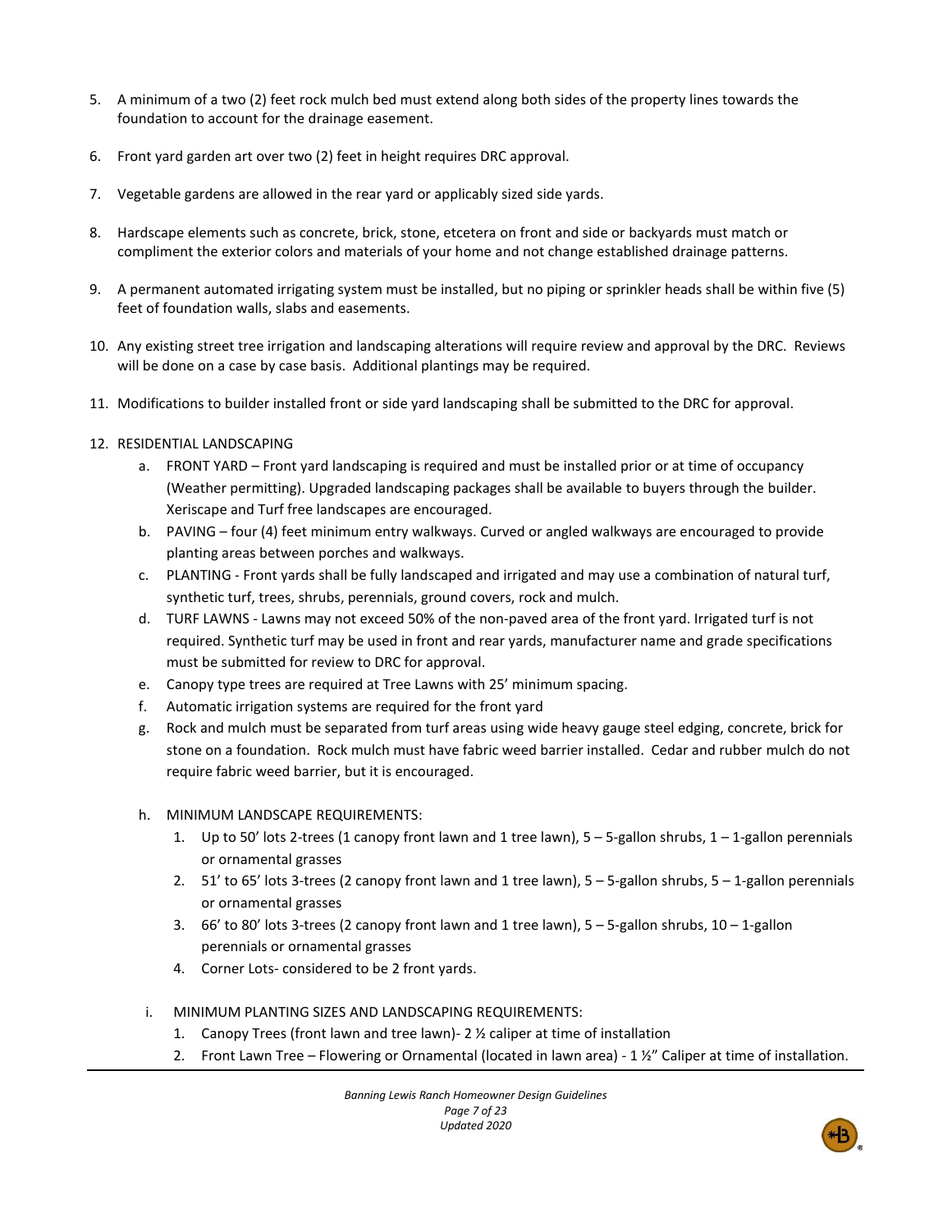5. A minimum of a two (2) feet rock mulch bed must extend along both sides of the property lines towards the foundation to account for the drainage easement.

6. Front yard garden art over two (2) feet in height requires DRC approval.

7. Vegetable gardens are allowed in the rear yard or applicably sized side yards.

8. Hardscape elements such as concrete, brick, stone, etcetera on front and side or backyards must match or compliment the exterior colors and materials of your home and not change established drainage patterns.

9. A permanent automated irrigating system must be installed, but no piping or sprinkler heads shall be within five (5) feet of foundation walls, slabs and easements.

10. Any existing street tree irrigation and landscaping alterations will require review and approval by the DRC. Reviews will be done on a case by case basis. Additional plantings may be required.

11. Modifications to builder installed front or side yard landscaping shall be submitted to the DRC for approval.

12. RESIDENTIAL LANDSCAPING
    a. FRONT YARD – Front yard landscaping is required and must be installed prior or at time of occupancy (Weather permitting). Upgraded landscaping packages shall be available to buyers through the builder. Xeriscape and Turf free landscapes are encouraged.
    b. PAVING – four (4) feet minimum entry walkways. Curved or angled walkways are encouraged to provide planting areas between porches and walkways.
    c. PLANTING - Front yards shall be fully landscaped and irrigated and may use a combination of natural turf, synthetic turf, trees, shrubs, perennials, ground covers, rock and mulch.
    d. TURF LAWNS - Lawns may not exceed 50% of the non-paved area of the front yard. Irrigated turf is not required. Synthetic turf may be used in front and rear yards, manufacturer name and grade specifications must be submitted for review to DRC for approval.
    e. Canopy type trees are required at Tree Lawns with 25' minimum spacing.
    f. Automatic irrigation systems are required for the front yard
    g. Rock and mulch must be separated from turf areas using wide heavy gauge steel edging, concrete, brick for stone on a foundation. Rock mulch must have fabric weed barrier installed. Cedar and rubber mulch do not require fabric weed barrier, but it is encouraged.

    h. MINIMUM LANDSCAPE REQUIREMENTS:
        1. Up to 50' lots 2-trees (1 canopy front lawn and 1 tree lawn), 5 – 5-gallon shrubs, 1 – 1-gallon perennials or ornamental grasses
        2. 51' to 65' lots 3-trees (2 canopy front lawn and 1 tree lawn), 5 – 5-gallon shrubs, 5 – 1-gallon perennials or ornamental grasses
        3. 66' to 80' lots 3-trees (2 canopy front lawn and 1 tree lawn), 5 – 5-gallon shrubs, 10 – 1-gallon perennials or ornamental grasses
        4. Corner Lots- considered to be 2 front yards.

    i. MINIMUM PLANTING SIZES AND LANDSCAPING REQUIREMENTS:
        1. Canopy Trees (front lawn and tree lawn)- 2 ½ caliper at time of installation
        2. Front Lawn Tree – Flowering or Ornamental (located in lawn area) - 1 ½" Caliper at time of installation.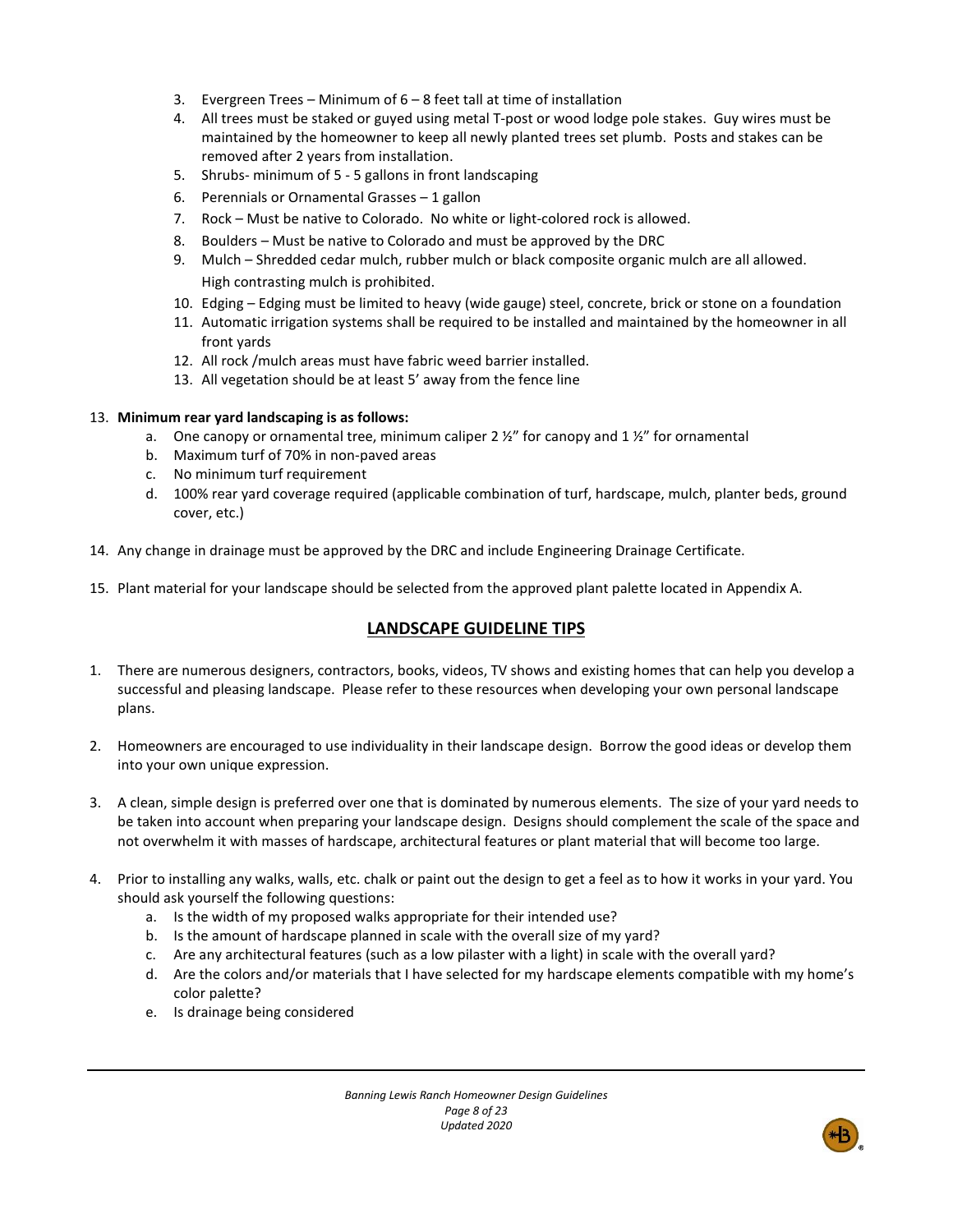3. Evergreen Trees – Minimum of 6 – 8 feet tall at time of installation
4. All trees must be staked or guyed using metal T-post or wood lodge pole stakes. Guy wires must be maintained by the homeowner to keep all newly planted trees set plumb. Posts and stakes can be removed after 2 years from installation.
5. Shrubs- minimum of 5 - 5 gallons in front landscaping
6. Perennials or Ornamental Grasses – 1 gallon
7. Rock – Must be native to Colorado. No white or light-colored rock is allowed.
8. Boulders – Must be native to Colorado and must be approved by the DRC
9. Mulch – Shredded cedar mulch, rubber mulch or black composite organic mulch are all allowed. High contrasting mulch is prohibited.
10. Edging – Edging must be limited to heavy (wide gauge) steel, concrete, brick or stone on a foundation
11. Automatic irrigation systems shall be required to be installed and maintained by the homeowner in all front yards
12. All rock /mulch areas must have fabric weed barrier installed.
13. All vegetation should be at least 5' away from the fence line

13. **Minimum rear yard landscaping is as follows:**
    a. One canopy or ornamental tree, minimum caliper 2 ½" for canopy and 1 ½" for ornamental
    b. Maximum turf of 70% in non-paved areas
    c. No minimum turf requirement
    d. 100% rear yard coverage required (applicable combination of turf, hardscape, mulch, planter beds, ground cover, etc.)

14. Any change in drainage must be approved by the DRC and include Engineering Drainage Certificate.

15. Plant material for your landscape should be selected from the approved plant palette located in Appendix A.

## LANDSCAPE GUIDELINE TIPS

1. There are numerous designers, contractors, books, videos, TV shows and existing homes that can help you develop a successful and pleasing landscape. Please refer to these resources when developing your own personal landscape plans.

2. Homeowners are encouraged to use individuality in their landscape design. Borrow the good ideas or develop them into your own unique expression.

3. A clean, simple design is preferred over one that is dominated by numerous elements. The size of your yard needs to be taken into account when preparing your landscape design. Designs should complement the scale of the space and not overwhelm it with masses of hardscape, architectural features or plant material that will become too large.

4. Prior to installing any walks, walls, etc. chalk or paint out the design to get a feel as to how it works in your yard. You should ask yourself the following questions:
    a. Is the width of my proposed walks appropriate for their intended use?
    b. Is the amount of hardscape planned in scale with the overall size of my yard?
    c. Are any architectural features (such as a low pilaster with a light) in scale with the overall yard?
    d. Are the colors and/or materials that I have selected for my hardscape elements compatible with my home's color palette?
    e. Is drainage being considered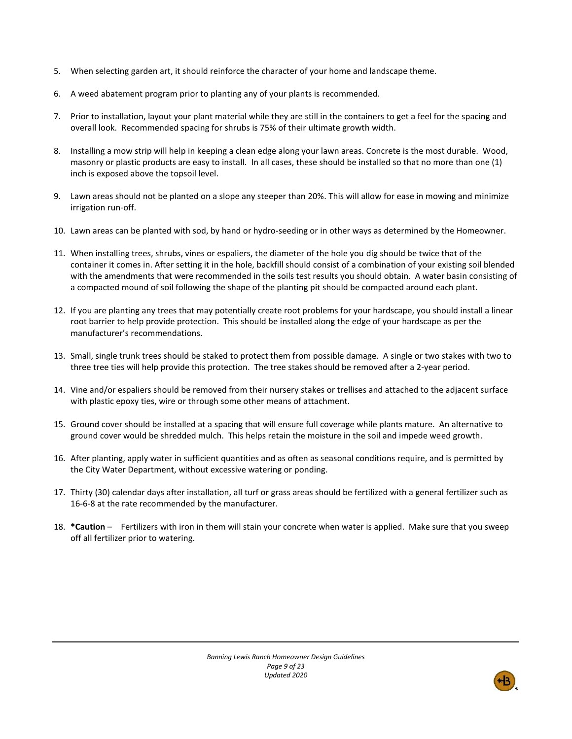5. When selecting garden art, it should reinforce the character of your home and landscape theme.

6. A weed abatement program prior to planting any of your plants is recommended.

7. Prior to installation, layout your plant material while they are still in the containers to get a feel for the spacing and overall look. Recommended spacing for shrubs is 75% of their ultimate growth width.

8. Installing a mow strip will help in keeping a clean edge along your lawn areas. Concrete is the most durable. Wood, masonry or plastic products are easy to install. In all cases, these should be installed so that no more than one (1) inch is exposed above the topsoil level.

9. Lawn areas should not be planted on a slope any steeper than 20%. This will allow for ease in mowing and minimize irrigation run-off.

10. Lawn areas can be planted with sod, by hand or hydro-seeding or in other ways as determined by the Homeowner.

11. When installing trees, shrubs, vines or espaliers, the diameter of the hole you dig should be twice that of the container it comes in. After setting it in the hole, backfill should consist of a combination of your existing soil blended with the amendments that were recommended in the soils test results you should obtain. A water basin consisting of a compacted mound of soil following the shape of the planting pit should be compacted around each plant.

12. If you are planting any trees that may potentially create root problems for your hardscape, you should install a linear root barrier to help provide protection. This should be installed along the edge of your hardscape as per the manufacturer's recommendations.

13. Small, single trunk trees should be staked to protect them from possible damage. A single or two stakes with two to three tree ties will help provide this protection. The tree stakes should be removed after a 2-year period.

14. Vine and/or espaliers should be removed from their nursery stakes or trellises and attached to the adjacent surface with plastic epoxy ties, wire or through some other means of attachment.

15. Ground cover should be installed at a spacing that will ensure full coverage while plants mature. An alternative to ground cover would be shredded mulch. This helps retain the moisture in the soil and impede weed growth.

16. After planting, apply water in sufficient quantities and as often as seasonal conditions require, and is permitted by the City Water Department, without excessive watering or ponding.

17. Thirty (30) calendar days after installation, all turf or grass areas should be fertilized with a general fertilizer such as 16-6-8 at the rate recommended by the manufacturer.

18. ***Caution** – Fertilizers with iron in them will stain your concrete when water is applied. Make sure that you sweep off all fertilizer prior to watering.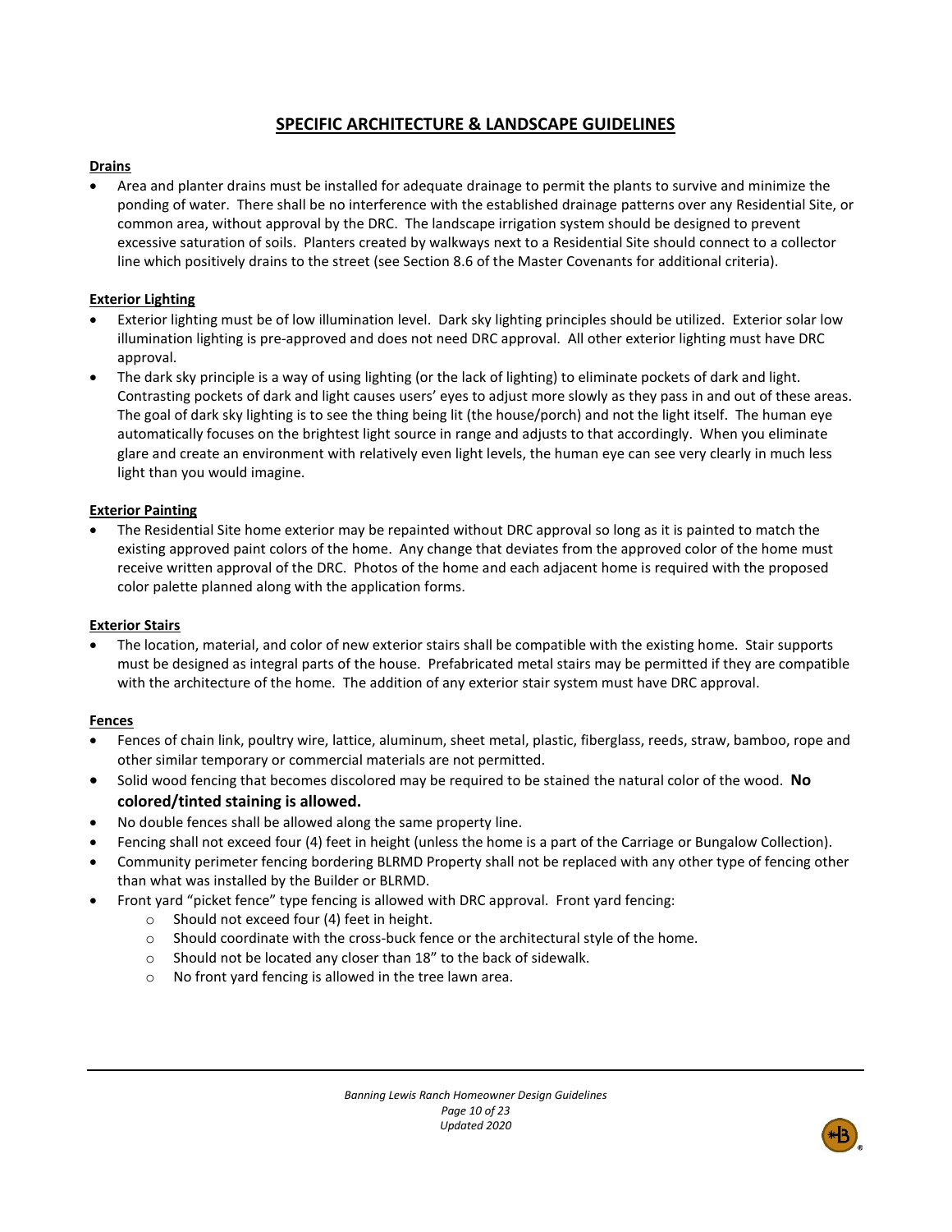# SPECIFIC ARCHITECTURE & LANDSCAPE GUIDELINES

**Drains**

- Area and planter drains must be installed for adequate drainage to permit the plants to survive and minimize the ponding of water. There shall be no interference with the established drainage patterns over any Residential Site, or common area, without approval by the DRC. The landscape irrigation system should be designed to prevent excessive saturation of soils. Planters created by walkways next to a Residential Site should connect to a collector line which positively drains to the street (see Section 8.6 of the Master Covenants for additional criteria).

**Exterior Lighting**

- Exterior lighting must be of low illumination level. Dark sky lighting principles should be utilized. Exterior solar low illumination lighting is pre-approved and does not need DRC approval. All other exterior lighting must have DRC approval.
- The dark sky principle is a way of using lighting (or the lack of lighting) to eliminate pockets of dark and light. Contrasting pockets of dark and light causes users' eyes to adjust more slowly as they pass in and out of these areas. The goal of dark sky lighting is to see the thing being lit (the house/porch) and not the light itself. The human eye automatically focuses on the brightest light source in range and adjusts to that accordingly. When you eliminate glare and create an environment with relatively even light levels, the human eye can see very clearly in much less light than you would imagine.

**Exterior Painting**

- The Residential Site home exterior may be repainted without DRC approval so long as it is painted to match the existing approved paint colors of the home. Any change that deviates from the approved color of the home must receive written approval of the DRC. Photos of the home and each adjacent home is required with the proposed color palette planned along with the application forms.

**Exterior Stairs**

- The location, material, and color of new exterior stairs shall be compatible with the existing home. Stair supports must be designed as integral parts of the house. Prefabricated metal stairs may be permitted if they are compatible with the architecture of the home. The addition of any exterior stair system must have DRC approval.

**Fences**

- Fences of chain link, poultry wire, lattice, aluminum, sheet metal, plastic, fiberglass, reeds, straw, bamboo, rope and other similar temporary or commercial materials are not permitted.
- Solid wood fencing that becomes discolored may be required to be stained the natural color of the wood. **No colored/tinted staining is allowed.**
- No double fences shall be allowed along the same property line.
- Fencing shall not exceed four (4) feet in height (unless the home is a part of the Carriage or Bungalow Collection).
- Community perimeter fencing bordering BLRMD Property shall not be replaced with any other type of fencing other than what was installed by the Builder or BLRMD.
- Front yard "picket fence" type fencing is allowed with DRC approval. Front yard fencing:
  - Should not exceed four (4) feet in height.
  - Should coordinate with the cross-buck fence or the architectural style of the home.
  - Should not be located any closer than 18" to the back of sidewalk.
  - No front yard fencing is allowed in the tree lawn area.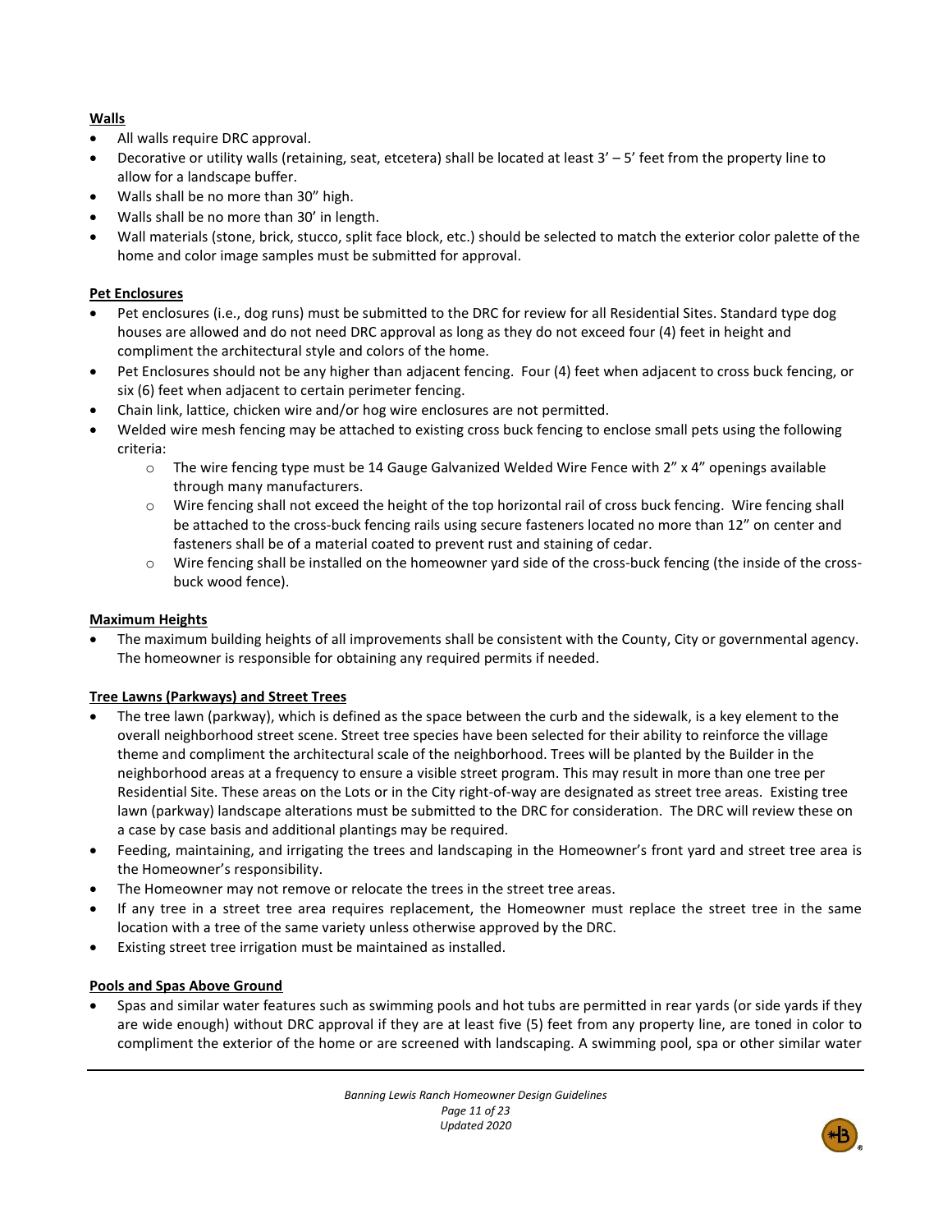**Walls**

- All walls require DRC approval.
- Decorative or utility walls (retaining, seat, etcetera) shall be located at least 3' – 5' feet from the property line to allow for a landscape buffer.
- Walls shall be no more than 30" high.
- Walls shall be no more than 30' in length.
- Wall materials (stone, brick, stucco, split face block, etc.) should be selected to match the exterior color palette of the home and color image samples must be submitted for approval.

**Pet Enclosures**

- Pet enclosures (i.e., dog runs) must be submitted to the DRC for review for all Residential Sites. Standard type dog houses are allowed and do not need DRC approval as long as they do not exceed four (4) feet in height and compliment the architectural style and colors of the home.
- Pet Enclosures should not be any higher than adjacent fencing. Four (4) feet when adjacent to cross buck fencing, or six (6) feet when adjacent to certain perimeter fencing.
- Chain link, lattice, chicken wire and/or hog wire enclosures are not permitted.
- Welded wire mesh fencing may be attached to existing cross buck fencing to enclose small pets using the following criteria:
  - The wire fencing type must be 14 Gauge Galvanized Welded Wire Fence with 2" x 4" openings available through many manufacturers.
  - Wire fencing shall not exceed the height of the top horizontal rail of cross buck fencing. Wire fencing shall be attached to the cross-buck fencing rails using secure fasteners located no more than 12" on center and fasteners shall be of a material coated to prevent rust and staining of cedar.
  - Wire fencing shall be installed on the homeowner yard side of the cross-buck fencing (the inside of the cross-buck wood fence).

**Maximum Heights**

- The maximum building heights of all improvements shall be consistent with the County, City or governmental agency. The homeowner is responsible for obtaining any required permits if needed.

**Tree Lawns (Parkways) and Street Trees**

- The tree lawn (parkway), which is defined as the space between the curb and the sidewalk, is a key element to the overall neighborhood street scene. Street tree species have been selected for their ability to reinforce the village theme and compliment the architectural scale of the neighborhood. Trees will be planted by the Builder in the neighborhood areas at a frequency to ensure a visible street program. This may result in more than one tree per Residential Site. These areas on the Lots or in the City right-of-way are designated as street tree areas. Existing tree lawn (parkway) landscape alterations must be submitted to the DRC for consideration. The DRC will review these on a case by case basis and additional plantings may be required.
- Feeding, maintaining, and irrigating the trees and landscaping in the Homeowner's front yard and street tree area is the Homeowner's responsibility.
- The Homeowner may not remove or relocate the trees in the street tree areas.
- If any tree in a street tree area requires replacement, the Homeowner must replace the street tree in the same location with a tree of the same variety unless otherwise approved by the DRC.
- Existing street tree irrigation must be maintained as installed.

**Pools and Spas Above Ground**

- Spas and similar water features such as swimming pools and hot tubs are permitted in rear yards (or side yards if they are wide enough) without DRC approval if they are at least five (5) feet from any property line, are toned in color to compliment the exterior of the home or are screened with landscaping. A swimming pool, spa or other similar water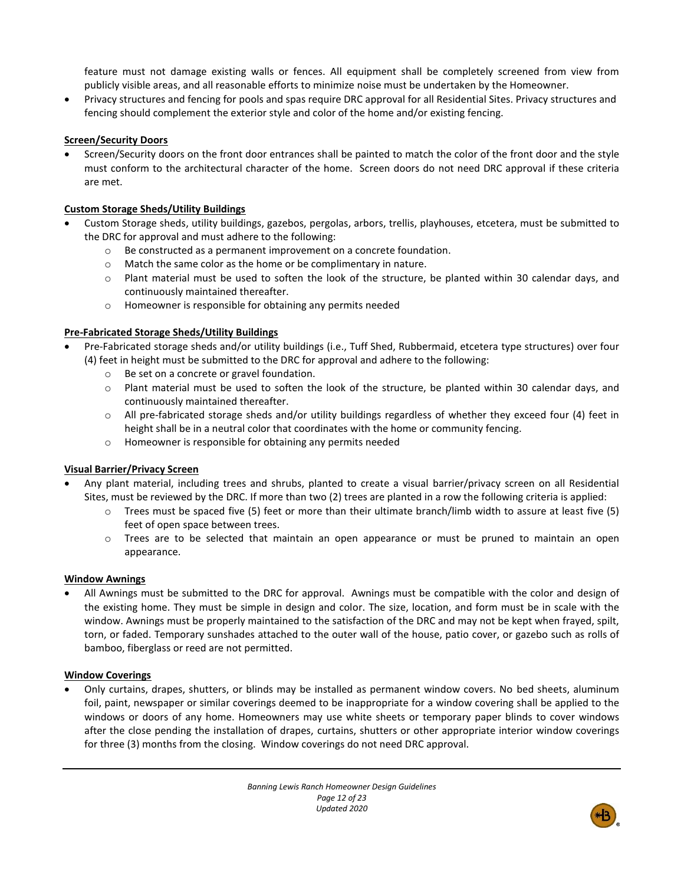feature must not damage existing walls or fences. All equipment shall be completely screened from view from publicly visible areas, and all reasonable efforts to minimize noise must be undertaken by the Homeowner.

- Privacy structures and fencing for pools and spas require DRC approval for all Residential Sites. Privacy structures and fencing should complement the exterior style and color of the home and/or existing fencing.

**Screen/Security Doors**

- Screen/Security doors on the front door entrances shall be painted to match the color of the front door and the style must conform to the architectural character of the home. Screen doors do not need DRC approval if these criteria are met.

**Custom Storage Sheds/Utility Buildings**

- Custom Storage sheds, utility buildings, gazebos, pergolas, arbors, trellis, playhouses, etcetera, must be submitted to the DRC for approval and must adhere to the following:
  - Be constructed as a permanent improvement on a concrete foundation.
  - Match the same color as the home or be complimentary in nature.
  - Plant material must be used to soften the look of the structure, be planted within 30 calendar days, and continuously maintained thereafter.
  - Homeowner is responsible for obtaining any permits needed

**Pre-Fabricated Storage Sheds/Utility Buildings**

- Pre-Fabricated storage sheds and/or utility buildings (i.e., Tuff Shed, Rubbermaid, etcetera type structures) over four (4) feet in height must be submitted to the DRC for approval and adhere to the following:
  - Be set on a concrete or gravel foundation.
  - Plant material must be used to soften the look of the structure, be planted within 30 calendar days, and continuously maintained thereafter.
  - All pre-fabricated storage sheds and/or utility buildings regardless of whether they exceed four (4) feet in height shall be in a neutral color that coordinates with the home or community fencing.
  - Homeowner is responsible for obtaining any permits needed

**Visual Barrier/Privacy Screen**

- Any plant material, including trees and shrubs, planted to create a visual barrier/privacy screen on all Residential Sites, must be reviewed by the DRC. If more than two (2) trees are planted in a row the following criteria is applied:
  - Trees must be spaced five (5) feet or more than their ultimate branch/limb width to assure at least five (5) feet of open space between trees.
  - Trees are to be selected that maintain an open appearance or must be pruned to maintain an open appearance.

**Window Awnings**

- All Awnings must be submitted to the DRC for approval. Awnings must be compatible with the color and design of the existing home. They must be simple in design and color. The size, location, and form must be in scale with the window. Awnings must be properly maintained to the satisfaction of the DRC and may not be kept when frayed, spilt, torn, or faded. Temporary sunshades attached to the outer wall of the house, patio cover, or gazebo such as rolls of bamboo, fiberglass or reed are not permitted.

**Window Coverings**

- Only curtains, drapes, shutters, or blinds may be installed as permanent window covers. No bed sheets, aluminum foil, paint, newspaper or similar coverings deemed to be inappropriate for a window covering shall be applied to the windows or doors of any home. Homeowners may use white sheets or temporary paper blinds to cover windows after the close pending the installation of drapes, curtains, shutters or other appropriate interior window coverings for three (3) months from the closing. Window coverings do not need DRC approval.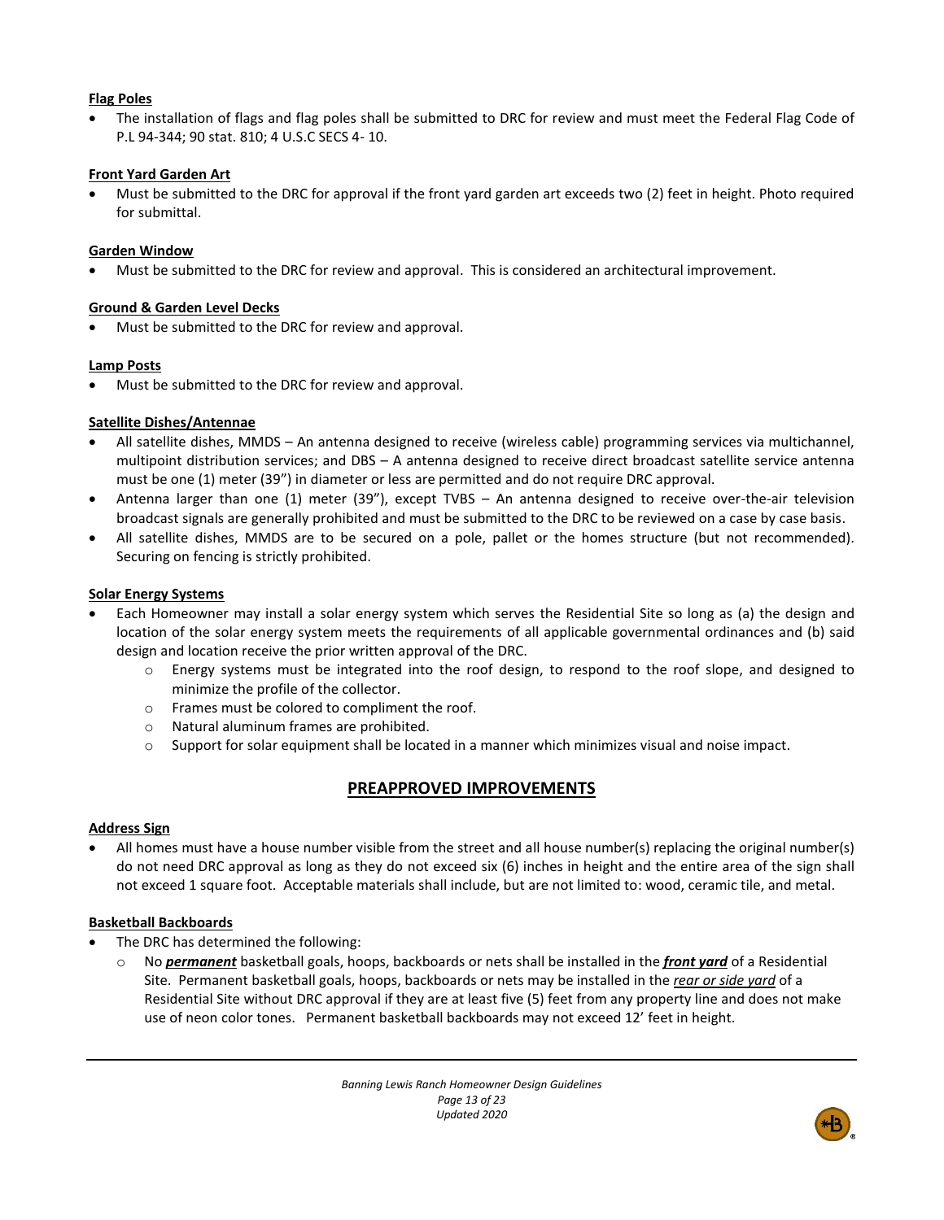**Flag Poles**

- The installation of flags and flag poles shall be submitted to DRC for review and must meet the Federal Flag Code of P.L 94-344; 90 stat. 810; 4 U.S.C SECS 4- 10.

**Front Yard Garden Art**

- Must be submitted to the DRC for approval if the front yard garden art exceeds two (2) feet in height. Photo required for submittal.

**Garden Window**

- Must be submitted to the DRC for review and approval. This is considered an architectural improvement.

**Ground & Garden Level Decks**

- Must be submitted to the DRC for review and approval.

**Lamp Posts**

- Must be submitted to the DRC for review and approval.

**Satellite Dishes/Antennae**

- All satellite dishes, MMDS – An antenna designed to receive (wireless cable) programming services via multichannel, multipoint distribution services; and DBS – A antenna designed to receive direct broadcast satellite service antenna must be one (1) meter (39") in diameter or less are permitted and do not require DRC approval.
- Antenna larger than one (1) meter (39"), except TVBS – An antenna designed to receive over-the-air television broadcast signals are generally prohibited and must be submitted to the DRC to be reviewed on a case by case basis.
- All satellite dishes, MMDS are to be secured on a pole, pallet or the homes structure (but not recommended). Securing on fencing is strictly prohibited.

**Solar Energy Systems**

- Each Homeowner may install a solar energy system which serves the Residential Site so long as (a) the design and location of the solar energy system meets the requirements of all applicable governmental ordinances and (b) said design and location receive the prior written approval of the DRC.
  - Energy systems must be integrated into the roof design, to respond to the roof slope, and designed to minimize the profile of the collector.
  - Frames must be colored to compliment the roof.
  - Natural aluminum frames are prohibited.
  - Support for solar equipment shall be located in a manner which minimizes visual and noise impact.

## PREAPPROVED IMPROVEMENTS

**Address Sign**

- All homes must have a house number visible from the street and all house number(s) replacing the original number(s) do not need DRC approval as long as they do not exceed six (6) inches in height and the entire area of the sign shall not exceed 1 square foot. Acceptable materials shall include, but are not limited to: wood, ceramic tile, and metal.

**Basketball Backboards**

- The DRC has determined the following:
  - No ***permanent*** basketball goals, hoops, backboards or nets shall be installed in the ***front yard*** of a Residential Site. Permanent basketball goals, hoops, backboards or nets may be installed in the *rear or side yard* of a Residential Site without DRC approval if they are at least five (5) feet from any property line and does not make use of neon color tones. Permanent basketball backboards may not exceed 12' feet in height.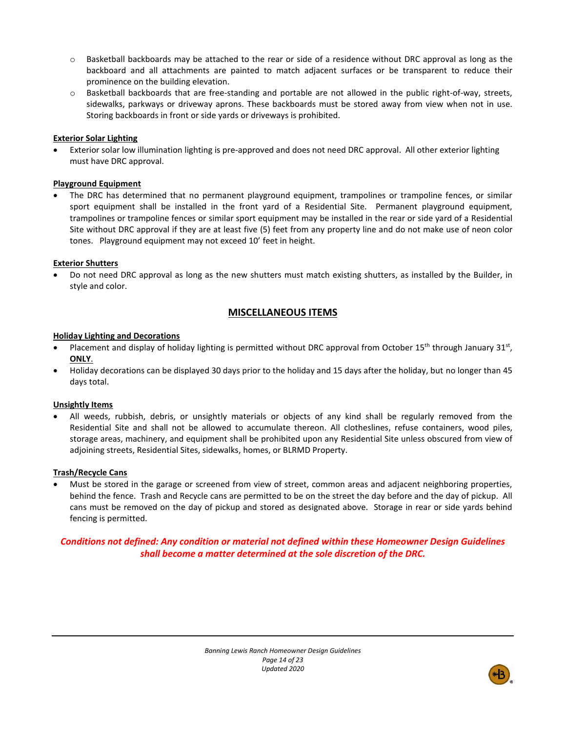- Basketball backboards may be attached to the rear or side of a residence without DRC approval as long as the backboard and all attachments are painted to match adjacent surfaces or be transparent to reduce their prominence on the building elevation.
- Basketball backboards that are free-standing and portable are not allowed in the public right-of-way, streets, sidewalks, parkways or driveway aprons. These backboards must be stored away from view when not in use. Storing backboards in front or side yards or driveways is prohibited.

**Exterior Solar Lighting**

- Exterior solar low illumination lighting is pre-approved and does not need DRC approval. All other exterior lighting must have DRC approval.

**Playground Equipment**

- The DRC has determined that no permanent playground equipment, trampolines or trampoline fences, or similar sport equipment shall be installed in the front yard of a Residential Site. Permanent playground equipment, trampolines or trampoline fences or similar sport equipment may be installed in the rear or side yard of a Residential Site without DRC approval if they are at least five (5) feet from any property line and do not make use of neon color tones. Playground equipment may not exceed 10' feet in height.

**Exterior Shutters**

- Do not need DRC approval as long as the new shutters must match existing shutters, as installed by the Builder, in style and color.

## MISCELLANEOUS ITEMS

**Holiday Lighting and Decorations**

- Placement and display of holiday lighting is permitted without DRC approval from October 15th through January 31st, **ONLY**.
- Holiday decorations can be displayed 30 days prior to the holiday and 15 days after the holiday, but no longer than 45 days total.

**Unsightly Items**

- All weeds, rubbish, debris, or unsightly materials or objects of any kind shall be regularly removed from the Residential Site and shall not be allowed to accumulate thereon. All clotheslines, refuse containers, wood piles, storage areas, machinery, and equipment shall be prohibited upon any Residential Site unless obscured from view of adjoining streets, Residential Sites, sidewalks, homes, or BLRMD Property.

**Trash/Recycle Cans**

- Must be stored in the garage or screened from view of street, common areas and adjacent neighboring properties, behind the fence. Trash and Recycle cans are permitted to be on the street the day before and the day of pickup. All cans must be removed on the day of pickup and stored as designated above. Storage in rear or side yards behind fencing is permitted.

***Conditions not defined: Any condition or material not defined within these Homeowner Design Guidelines shall become a matter determined at the sole discretion of the DRC.***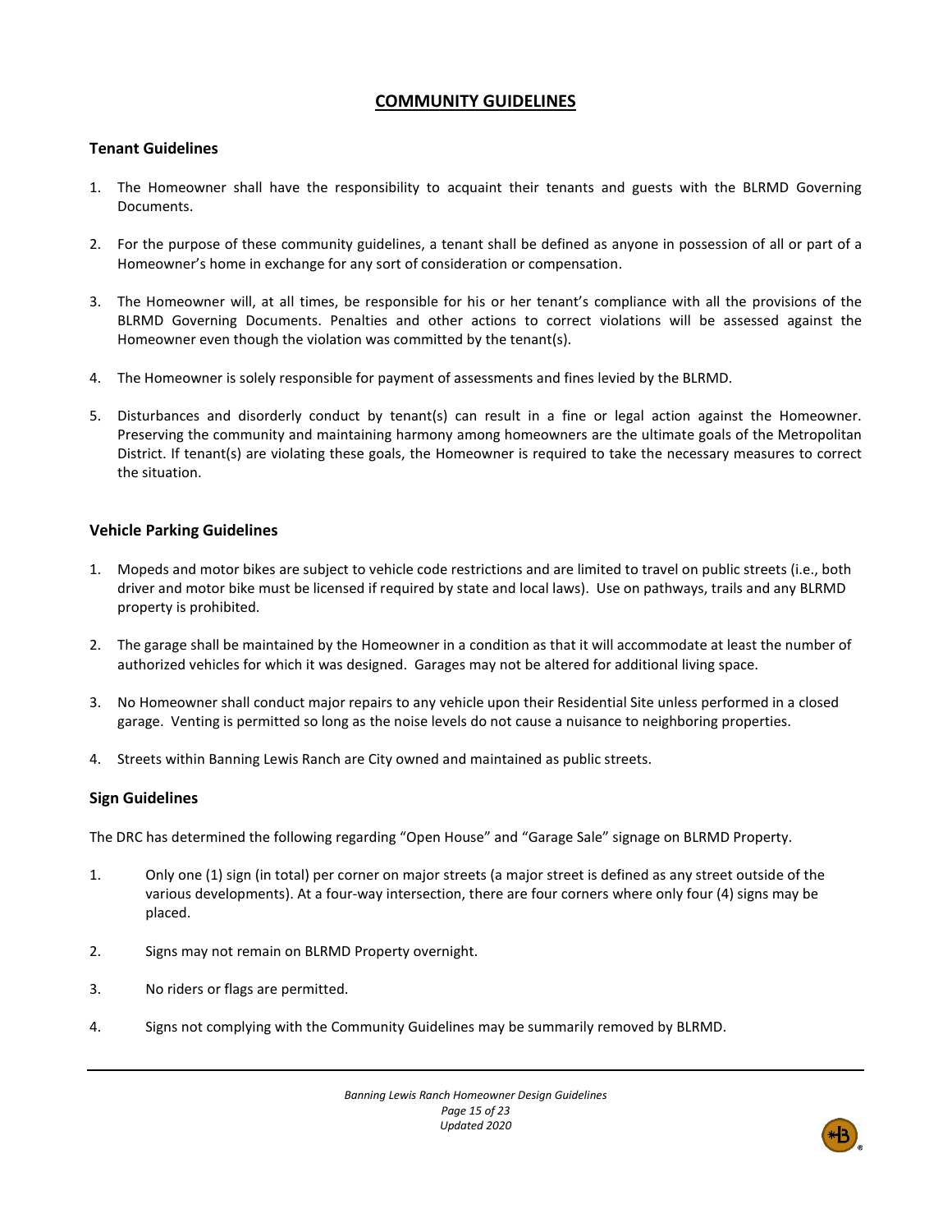# COMMUNITY GUIDELINES

## Tenant Guidelines

1. The Homeowner shall have the responsibility to acquaint their tenants and guests with the BLRMD Governing Documents.

2. For the purpose of these community guidelines, a tenant shall be defined as anyone in possession of all or part of a Homeowner's home in exchange for any sort of consideration or compensation.

3. The Homeowner will, at all times, be responsible for his or her tenant's compliance with all the provisions of the BLRMD Governing Documents. Penalties and other actions to correct violations will be assessed against the Homeowner even though the violation was committed by the tenant(s).

4. The Homeowner is solely responsible for payment of assessments and fines levied by the BLRMD.

5. Disturbances and disorderly conduct by tenant(s) can result in a fine or legal action against the Homeowner. Preserving the community and maintaining harmony among homeowners are the ultimate goals of the Metropolitan District. If tenant(s) are violating these goals, the Homeowner is required to take the necessary measures to correct the situation.

## Vehicle Parking Guidelines

1. Mopeds and motor bikes are subject to vehicle code restrictions and are limited to travel on public streets (i.e., both driver and motor bike must be licensed if required by state and local laws). Use on pathways, trails and any BLRMD property is prohibited.

2. The garage shall be maintained by the Homeowner in a condition as that it will accommodate at least the number of authorized vehicles for which it was designed. Garages may not be altered for additional living space.

3. No Homeowner shall conduct major repairs to any vehicle upon their Residential Site unless performed in a closed garage. Venting is permitted so long as the noise levels do not cause a nuisance to neighboring properties.

4. Streets within Banning Lewis Ranch are City owned and maintained as public streets.

## Sign Guidelines

The DRC has determined the following regarding "Open House" and "Garage Sale" signage on BLRMD Property.

1. Only one (1) sign (in total) per corner on major streets (a major street is defined as any street outside of the various developments). At a four-way intersection, there are four corners where only four (4) signs may be placed.

2. Signs may not remain on BLRMD Property overnight.

3. No riders or flags are permitted.

4. Signs not complying with the Community Guidelines may be summarily removed by BLRMD.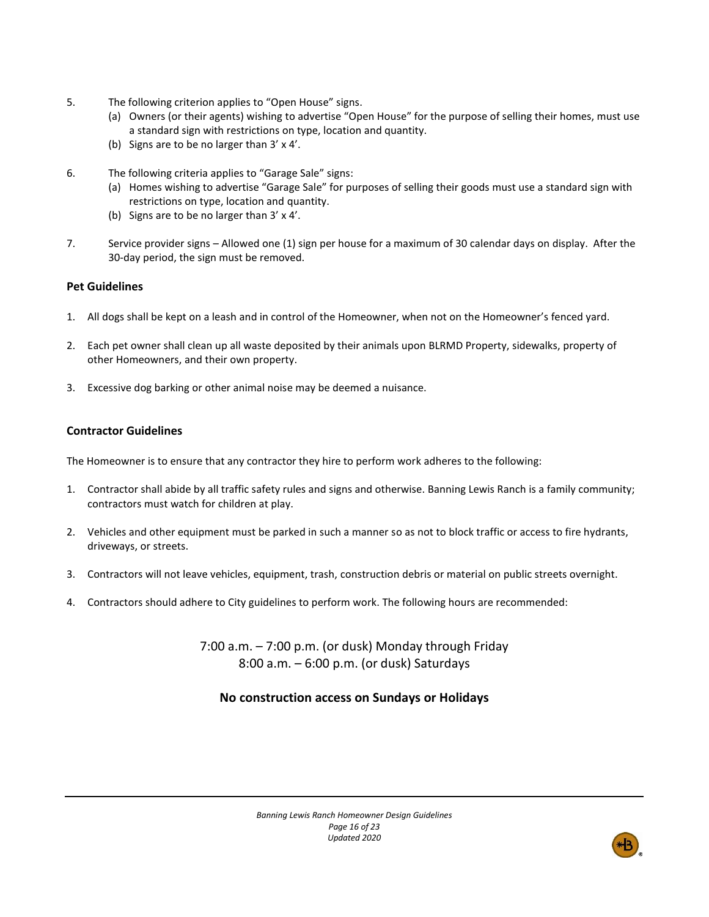5. The following criterion applies to "Open House" signs.
   (a) Owners (or their agents) wishing to advertise "Open House" for the purpose of selling their homes, must use a standard sign with restrictions on type, location and quantity.
   (b) Signs are to be no larger than 3' x 4'.

6. The following criteria applies to "Garage Sale" signs:
   (a) Homes wishing to advertise "Garage Sale" for purposes of selling their goods must use a standard sign with restrictions on type, location and quantity.
   (b) Signs are to be no larger than 3' x 4'.

7. Service provider signs – Allowed one (1) sign per house for a maximum of 30 calendar days on display. After the 30-day period, the sign must be removed.

**Pet Guidelines**

1. All dogs shall be kept on a leash and in control of the Homeowner, when not on the Homeowner's fenced yard.

2. Each pet owner shall clean up all waste deposited by their animals upon BLRMD Property, sidewalks, property of other Homeowners, and their own property.

3. Excessive dog barking or other animal noise may be deemed a nuisance.

**Contractor Guidelines**

The Homeowner is to ensure that any contractor they hire to perform work adheres to the following:

1. Contractor shall abide by all traffic safety rules and signs and otherwise. Banning Lewis Ranch is a family community; contractors must watch for children at play.

2. Vehicles and other equipment must be parked in such a manner so as not to block traffic or access to fire hydrants, driveways, or streets.

3. Contractors will not leave vehicles, equipment, trash, construction debris or material on public streets overnight.

4. Contractors should adhere to City guidelines to perform work. The following hours are recommended:

7:00 a.m. – 7:00 p.m. (or dusk) Monday through Friday
8:00 a.m. – 6:00 p.m. (or dusk) Saturdays

**No construction access on Sundays or Holidays**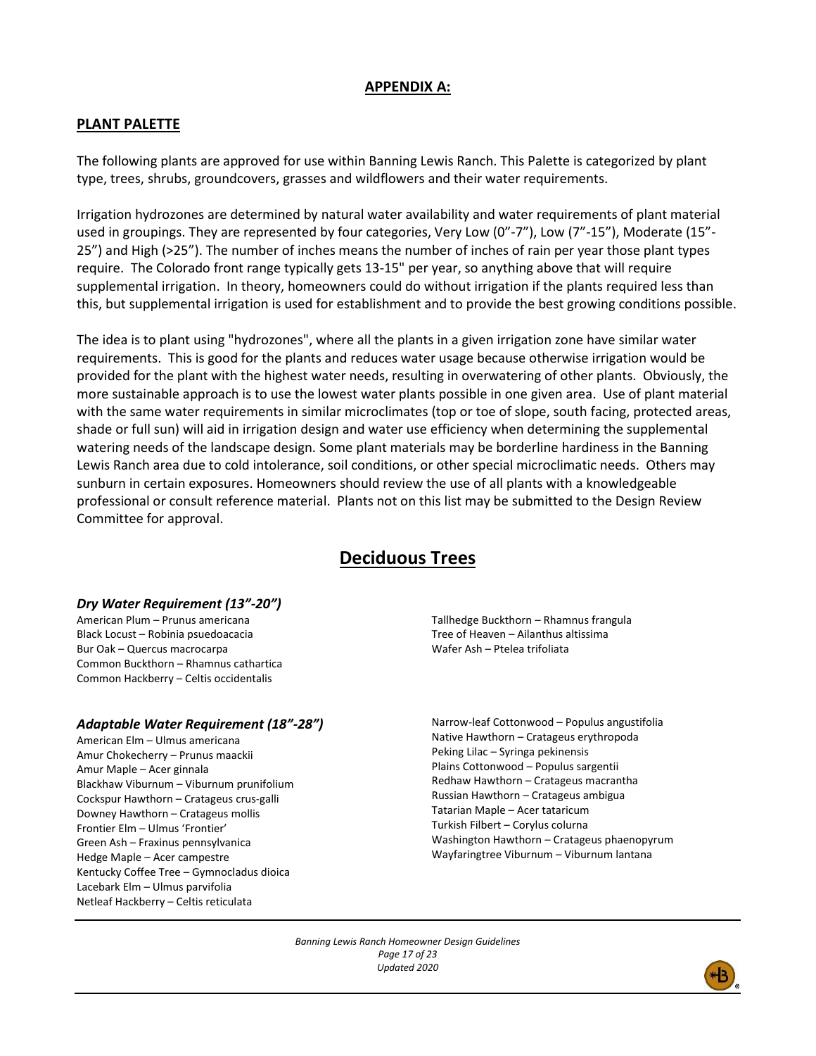## APPENDIX A:

## PLANT PALETTE

The following plants are approved for use within Banning Lewis Ranch. This Palette is categorized by plant type, trees, shrubs, groundcovers, grasses and wildflowers and their water requirements.

Irrigation hydrozones are determined by natural water availability and water requirements of plant material used in groupings. They are represented by four categories, Very Low (0"-7"), Low (7"-15"), Moderate (15"-25") and High (>25"). The number of inches means the number of inches of rain per year those plant types require. The Colorado front range typically gets 13-15" per year, so anything above that will require supplemental irrigation. In theory, homeowners could do without irrigation if the plants required less than this, but supplemental irrigation is used for establishment and to provide the best growing conditions possible.

The idea is to plant using "hydrozones", where all the plants in a given irrigation zone have similar water requirements. This is good for the plants and reduces water usage because otherwise irrigation would be provided for the plant with the highest water needs, resulting in overwatering of other plants. Obviously, the more sustainable approach is to use the lowest water plants possible in one given area. Use of plant material with the same water requirements in similar microclimates (top or toe of slope, south facing, protected areas, shade or full sun) will aid in irrigation design and water use efficiency when determining the supplemental watering needs of the landscape design. Some plant materials may be borderline hardiness in the Banning Lewis Ranch area due to cold intolerance, soil conditions, or other special microclimatic needs. Others may sunburn in certain exposures. Homeowners should review the use of all plants with a knowledgeable professional or consult reference material. Plants not on this list may be submitted to the Design Review Committee for approval.

# Deciduous Trees

### *Dry Water Requirement (13"-20")*

American Plum – Prunus americana
Black Locust – Robinia psuedoacacia
Bur Oak – Quercus macrocarpa
Common Buckthorn – Rhamnus cathartica
Common Hackberry – Celtis occidentalis
Tallhedge Buckthorn – Rhamnus frangula
Tree of Heaven – Ailanthus altissima
Wafer Ash – Ptelea trifoliata

### *Adaptable Water Requirement (18"-28")*

American Elm – Ulmus americana
Amur Chokecherry – Prunus maackii
Amur Maple – Acer ginnala
Blackhaw Viburnum – Viburnum prunifolium
Cockspur Hawthorn – Crataegus crus-galli
Downey Hawthorn – Crataegus mollis
Frontier Elm – Ulmus 'Frontier'
Green Ash – Fraxinus pennsylvanica
Hedge Maple – Acer campestre
Kentucky Coffee Tree – Gymnocladus dioica
Lacebark Elm – Ulmus parvifolia
Netleaf Hackberry – Celtis reticulata
Narrow-leaf Cottonwood – Populus angustifolia
Native Hawthorn – Crataegus erythropoda
Peking Lilac – Syringa pekinensis
Plains Cottonwood – Populus sargentii
Redhaw Hawthorn – Crataegus macrantha
Russian Hawthorn – Crataegus ambigua
Tatarian Maple – Acer tataricum
Turkish Filbert – Corylus colurna
Washington Hawthorn – Crataegus phaenopyrum
Wayfaringtree Viburnum – Viburnum lantana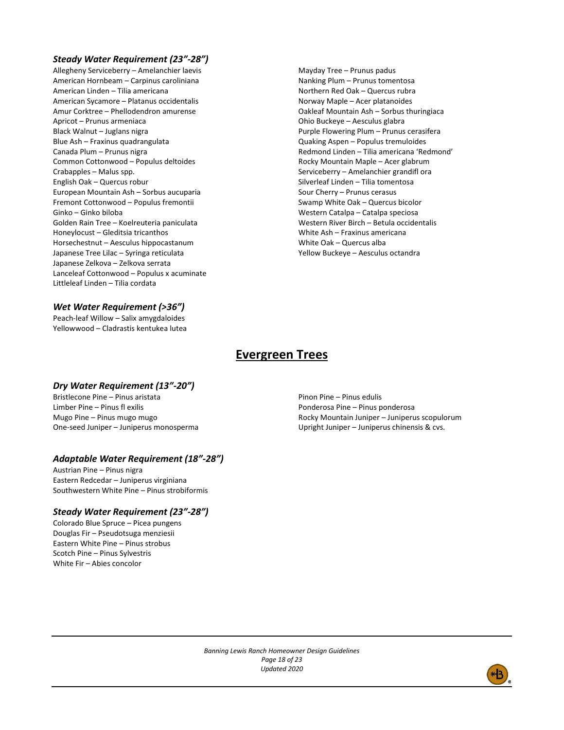### *Steady Water Requirement (23”-28”)*

Allegheny Serviceberry – Amelanchier laevis
American Hornbeam – Carpinus caroliniana
American Linden – Tilia americana
American Sycamore – Platanus occidentalis
Amur Corktree – Phellodendron amurense
Apricot – Prunus armeniaca
Black Walnut – Juglans nigra
Blue Ash – Fraxinus quadrangulata
Canada Plum – Prunus nigra
Common Cottonwood – Populus deltoides
Crabapples – Malus spp.
English Oak – Quercus robur
European Mountain Ash – Sorbus aucuparia
Fremont Cottonwood – Populus fremontii
Ginko – Ginko biloba
Golden Rain Tree – Koelreuteria paniculata
Honeylocust – Gleditsia tricanthos
Horsechestnut – Aesculus hippocastanum
Japanese Tree Lilac – Syringa reticulata
Japanese Zelkova – Zelkova serrata
Lanceleaf Cottonwood – Populus x acuminate
Littleleaf Linden – Tilia cordata
Mayday Tree – Prunus padus
Nanking Plum – Prunus tomentosa
Northern Red Oak – Quercus rubra
Norway Maple – Acer platanoides
Oakleaf Mountain Ash – Sorbus thuringiaca
Ohio Buckeye – Aesculus glabra
Purple Flowering Plum – Prunus cerasifera
Quaking Aspen – Populus tremuloides
Redmond Linden – Tilia americana ‘Redmond’
Rocky Mountain Maple – Acer glabrum
Serviceberry – Amelanchier grandifl ora
Silverleaf Linden – Tilia tomentosa
Sour Cherry – Prunus cerasus
Swamp White Oak – Quercus bicolor
Western Catalpa – Catalpa speciosa
Western River Birch – Betula occidentalis
White Ash – Fraxinus americana
White Oak – Quercus alba
Yellow Buckeye – Aesculus octandra

### *Wet Water Requirement (>36”)*

Peach-leaf Willow – Salix amygdaloides
Yellowwood – Cladrastis kentukea lutea

## Evergreen Trees

### *Dry Water Requirement (13”-20”)*

Bristlecone Pine – Pinus aristata
Limber Pine – Pinus fl exilis
Mugo Pine – Pinus mugo mugo
One-seed Juniper – Juniperus monosperma
Pinon Pine – Pinus edulis
Ponderosa Pine – Pinus ponderosa
Rocky Mountain Juniper – Juniperus scopulorum
Upright Juniper – Juniperus chinensis & cvs.

### *Adaptable Water Requirement (18”-28”)*

Austrian Pine – Pinus nigra
Eastern Redcedar – Juniperus virginiana
Southwestern White Pine – Pinus strobiformis

### *Steady Water Requirement (23”-28”)*

Colorado Blue Spruce – Picea pungens
Douglas Fir – Pseudotsuga menziesii
Eastern White Pine – Pinus strobus
Scotch Pine – Pinus Sylvestris
White Fir – Abies concolor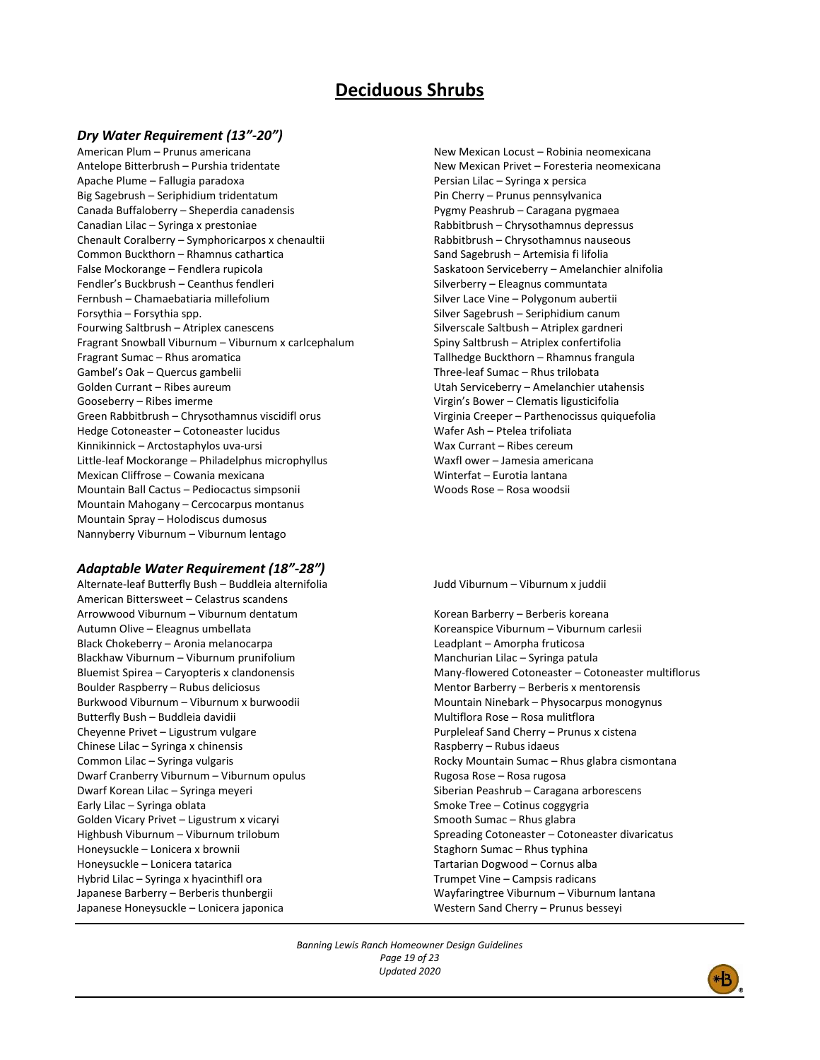# Deciduous Shrubs

### *Dry Water Requirement (13"-20")*

American Plum – Prunus americana
Antelope Bitterbrush – Purshia tridentate
Apache Plume – Fallugia paradoxa
Big Sagebrush – Seriphidium tridentatum
Canada Buffaloberry – Sheperdia canadensis
Canadian Lilac – Syringa x prestoniae
Chenault Coralberry – Symphoricarpos x chenaultii
Common Buckthorn – Rhamnus cathartica
False Mockorange – Fendlera rupicola
Fendler's Buckbrush – Ceanthus fendleri
Fernbush – Chamaebatiaria millefolium
Forsythia – Forsythia spp.
Fourwing Saltbrush – Atriplex canescens
Fragrant Snowball Viburnum – Viburnum x carlcephalum
Fragrant Sumac – Rhus aromatica
Gambel's Oak – Quercus gambelii
Golden Currant – Ribes aureum
Gooseberry – Ribes imerme
Green Rabbitbrush – Chrysothamnus viscidifl orus
Hedge Cotoneaster – Cotoneaster lucidus
Kinnikinnick – Arctostaphylos uva-ursi
Little-leaf Mockorange – Philadelphus microphyllus
Mexican Cliffrose – Cowania mexicana
Mountain Ball Cactus – Pediocactus simpsonii
Mountain Mahogany – Cercocarpus montanus
Mountain Spray – Holodiscus dumosus
Nannyberry Viburnum – Viburnum lentago
New Mexican Locust – Robinia neomexicana
New Mexican Privet – Foresteria neomexicana
Persian Lilac – Syringa x persica
Pin Cherry – Prunus pennsylvanica
Pygmy Peashrub – Caragana pygmaea
Rabbitbrush – Chrysothamnus depressus
Rabbitbrush – Chrysothamnus nauseous
Sand Sagebrush – Artemisia fi lifolia
Saskatoon Serviceberry – Amelanchier alnifolia
Silverberry – Eleagnus communtata
Silver Lace Vine – Polygonum aubertii
Silver Sagebrush – Seriphidium canum
Silverscale Saltbush – Atriplex gardneri
Spiny Saltbrush – Atriplex confertifolia
Tallhedge Buckthorn – Rhamnus frangula
Three-leaf Sumac – Rhus trilobata
Utah Serviceberry – Amelanchier utahensis
Virgin's Bower – Clematis ligusticifolia
Virginia Creeper – Parthenocissus quiquefolia
Wafer Ash – Ptelea trifoliata
Wax Currant – Ribes cereum
Waxfl ower – Jamesia americana
Winterfat – Eurotia lantana
Woods Rose – Rosa woodsii

### *Adaptable Water Requirement (18"-28")*

Alternate-leaf Butterfly Bush – Buddleia alternifolia
American Bittersweet – Celastrus scandens
Arrowwood Viburnum – Viburnum dentatum
Autumn Olive – Eleagnus umbellata
Black Chokeberry – Aronia melanocarpa
Blackhaw Viburnum – Viburnum prunifolium
Bluemist Spirea – Caryopteris x clandonensis
Boulder Raspberry – Rubus deliciosus
Burkwood Viburnum – Viburnum x burwoodii
Butterfly Bush – Buddleia davidii
Cheyenne Privet – Ligustrum vulgare
Chinese Lilac – Syringa x chinensis
Common Lilac – Syringa vulgaris
Dwarf Cranberry Viburnum – Viburnum opulus
Dwarf Korean Lilac – Syringa meyeri
Early Lilac – Syringa oblata
Golden Vicary Privet – Ligustrum x vicaryi
Highbush Viburnum – Viburnum trilobum
Honeysuckle – Lonicera x brownii
Honeysuckle – Lonicera tatarica
Hybrid Lilac – Syringa x hyacinthifl ora
Japanese Barberry – Berberis thunbergii
Japanese Honeysuckle – Lonicera japonica
Judd Viburnum – Viburnum x juddii
Korean Barberry – Berberis koreana
Koreanspice Viburnum – Viburnum carlesii
Leadplant – Amorpha fruticosa
Manchurian Lilac – Syringa patula
Many-flowered Cotoneaster – Cotoneaster multiflorus
Mentor Barberry – Berberis x mentorensis
Mountain Ninebark – Physocarpus monogynus
Multiflora Rose – Rosa mulitflora
Purpleleaf Sand Cherry – Prunus x cistena
Raspberry – Rubus idaeus
Rocky Mountain Sumac – Rhus glabra cismontana
Rugosa Rose – Rosa rugosa
Siberian Peashrub – Caragana arborescens
Smoke Tree – Cotinus coggygria
Smooth Sumac – Rhus glabra
Spreading Cotoneaster – Cotoneaster divaricatus
Staghorn Sumac – Rhus typhina
Tartarian Dogwood – Cornus alba
Trumpet Vine – Campsis radicans
Wayfaringtree Viburnum – Viburnum lantana
Western Sand Cherry – Prunus besseyi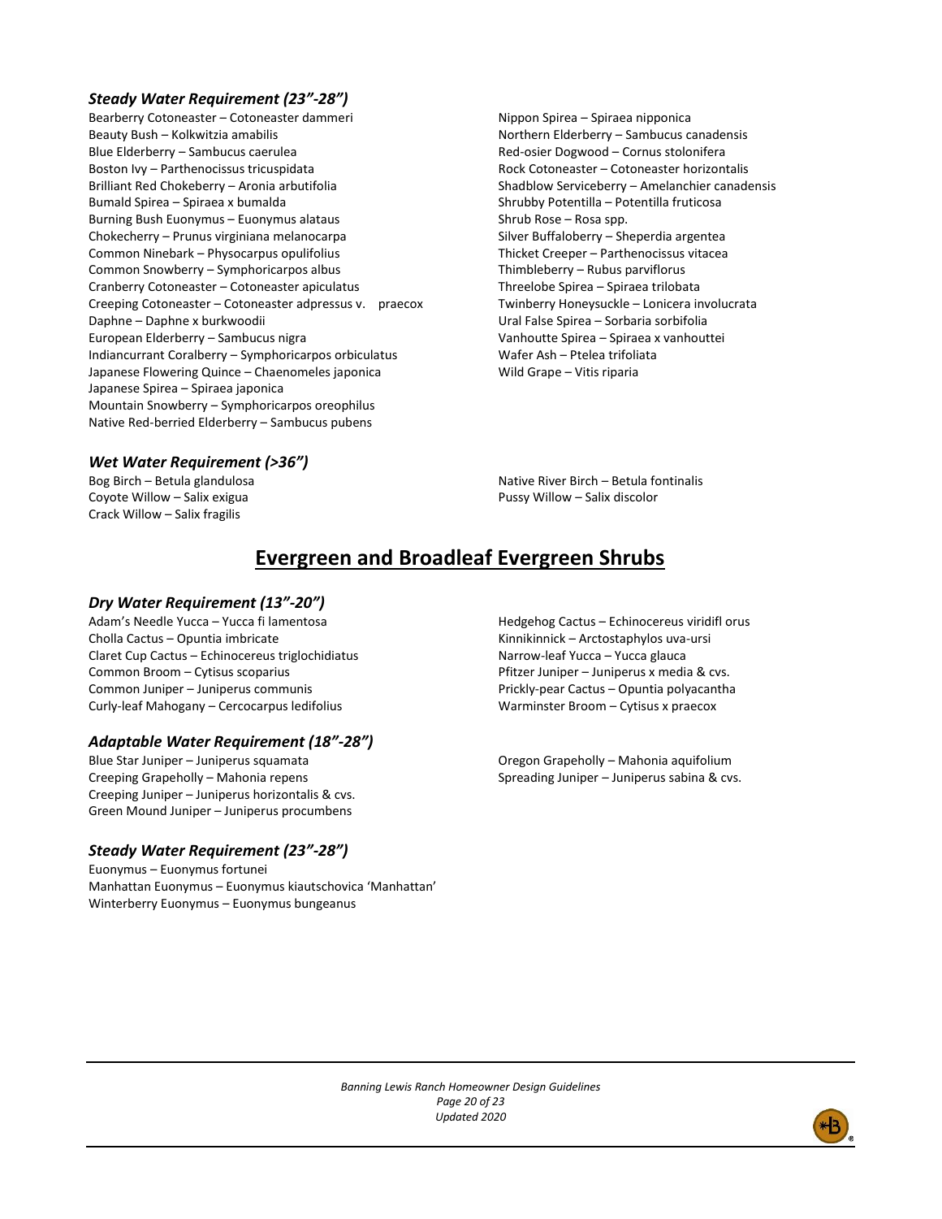### *Steady Water Requirement (23"-28")*

Bearberry Cotoneaster – Cotoneaster dammeri
Beauty Bush – Kolkwitzia amabilis
Blue Elderberry – Sambucus caerulea
Boston Ivy – Parthenocissus tricuspidata
Brilliant Red Chokeberry – Aronia arbutifolia
Bumald Spirea – Spiraea x bumalda
Burning Bush Euonymus – Euonymus alataus
Chokecherry – Prunus virginiana melanocarpa
Common Ninebark – Physocarpus opulifolius
Common Snowberry – Symphoricarpos albus
Cranberry Cotoneaster – Cotoneaster apiculatus
Creeping Cotoneaster – Cotoneaster adpressus v. praecox
Daphne – Daphne x burkwoodii
European Elderberry – Sambucus nigra
Indiancurrant Coralberry – Symphoricarpos orbiculatus
Japanese Flowering Quince – Chaenomeles japonica
Japanese Spirea – Spiraea japonica
Mountain Snowberry – Symphoricarpos oreophilus
Native Red-berried Elderberry – Sambucus pubens
Nippon Spirea – Spiraea nipponica
Northern Elderberry – Sambucus canadensis
Red-osier Dogwood – Cornus stolonifera
Rock Cotoneaster – Cotoneaster horizontalis
Shadblow Serviceberry – Amelanchier canadensis
Shrubby Potentilla – Potentilla fruticosa
Shrub Rose – Rosa spp.
Silver Buffaloberry – Sheperdia argentea
Thicket Creeper – Parthenocissus vitacea
Thimbleberry – Rubus parviflorus
Threelobe Spirea – Spiraea trilobata
Twinberry Honeysuckle – Lonicera involucrata
Ural False Spirea – Sorbaria sorbifolia
Vanhoutte Spirea – Spiraea x vanhouttei
Wafer Ash – Ptelea trifoliata
Wild Grape – Vitis riparia

### *Wet Water Requirement (>36")*

Bog Birch – Betula glandulosa
Coyote Willow – Salix exigua
Crack Willow – Salix fragilis
Native River Birch – Betula fontinalis
Pussy Willow – Salix discolor

## Evergreen and Broadleaf Evergreen Shrubs

### *Dry Water Requirement (13"-20")*

Adam's Needle Yucca – Yucca fi lamentosa
Cholla Cactus – Opuntia imbricate
Claret Cup Cactus – Echinocereus triglochidiatus
Common Broom – Cytisus scoparius
Common Juniper – Juniperus communis
Curly-leaf Mahogany – Cercocarpus ledifolius
Hedgehog Cactus – Echinocereus viridifl orus
Kinnikinnick – Arctostaphylos uva-ursi
Narrow-leaf Yucca – Yucca glauca
Pfitzer Juniper – Juniperus x media & cvs.
Prickly-pear Cactus – Opuntia polyacantha
Warminster Broom – Cytisus x praecox

### *Adaptable Water Requirement (18"-28")*

Blue Star Juniper – Juniperus squamata
Creeping Grapeholly – Mahonia repens
Creeping Juniper – Juniperus horizontalis & cvs.
Green Mound Juniper – Juniperus procumbens
Oregon Grapeholly – Mahonia aquifolium
Spreading Juniper – Juniperus sabina & cvs.

### *Steady Water Requirement (23"-28")*

Euonymus – Euonymus fortunei
Manhattan Euonymus – Euonymus kiautschovica 'Manhattan'
Winterberry Euonymus – Euonymus bungeanus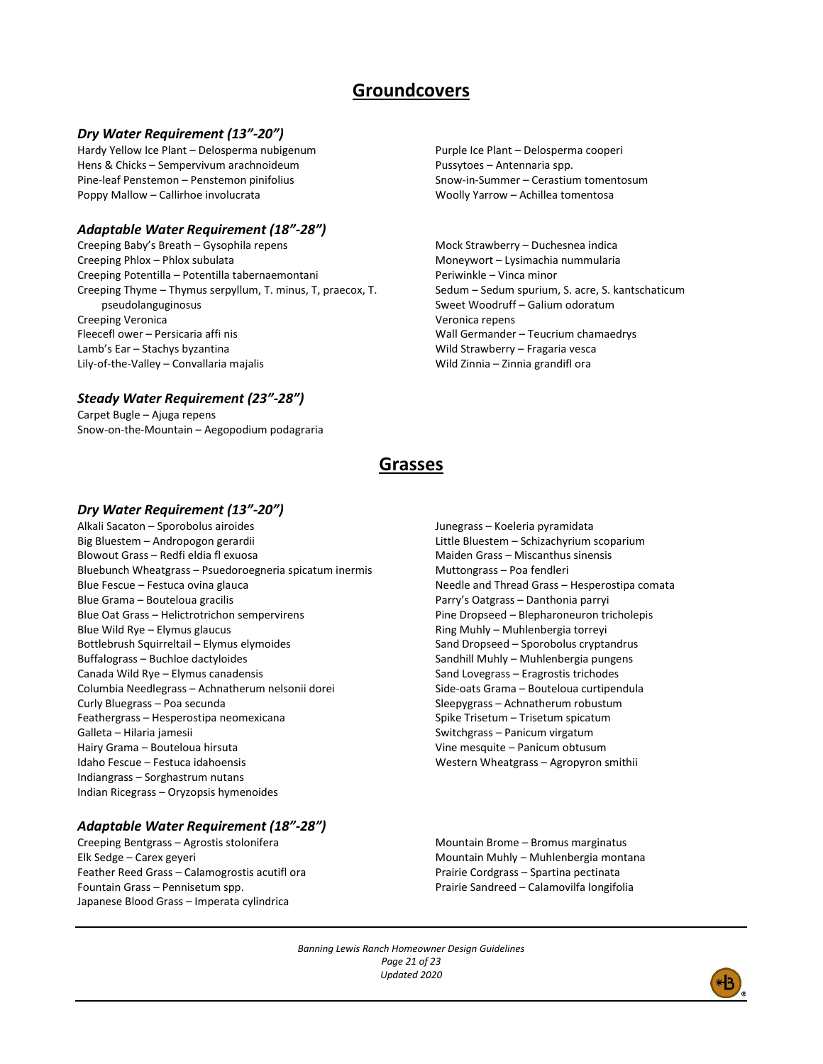# Groundcovers

### *Dry Water Requirement (13"-20")*

Hardy Yellow Ice Plant – Delosperma nubigenum
Hens & Chicks – Sempervivum arachnoideum
Pine-leaf Penstemon – Penstemon pinifolius
Poppy Mallow – Callirhoe involucrata
Purple Ice Plant – Delosperma cooperi
Pussytoes – Antennaria spp.
Snow-in-Summer – Cerastium tomentosum
Woolly Yarrow – Achillea tomentosa

### *Adaptable Water Requirement (18"-28")*

Creeping Baby's Breath – Gysophila repens
Creeping Phlox – Phlox subulata
Creeping Potentilla – Potentilla tabernaemontani
Creeping Thyme – Thymus serpyllum, T. minus, T, praecox, T. pseudolanguginosus
Creeping Veronica
Fleecefl ower – Persicaria affi nis
Lamb's Ear – Stachys byzantina
Lily-of-the-Valley – Convallaria majalis
Mock Strawberry – Duchesnea indica
Moneywort – Lysimachia nummularia
Periwinkle – Vinca minor
Sedum – Sedum spurium, S. acre, S. kantschaticum
Sweet Woodruff – Galium odoratum
Veronica repens
Wall Germander – Teucrium chamaedrys
Wild Strawberry – Fragaria vesca
Wild Zinnia – Zinnia grandifl ora

### *Steady Water Requirement (23"-28")*

Carpet Bugle – Ajuga repens
Snow-on-the-Mountain – Aegopodium podagraria

# Grasses

### *Dry Water Requirement (13"-20")*

Alkali Sacaton – Sporobolus airoides
Big Bluestem – Andropogon gerardii
Blowout Grass – Redfi eldia fl exuosa
Bluebunch Wheatgrass – Psuedoroegneria spicatum inermis
Blue Fescue – Festuca ovina glauca
Blue Grama – Bouteloua gracilis
Blue Oat Grass – Helictrotrichon sempervirens
Blue Wild Rye – Elymus glaucus
Bottlebrush Squirreltail – Elymus elymoides
Buffalograss – Buchloe dactyloides
Canada Wild Rye – Elymus canadensis
Columbia Needlegrass – Achnatherum nelsonii dorei
Curly Bluegrass – Poa secunda
Feathergrass – Hesperostipa neomexicana
Galleta – Hilaria jamesii
Hairy Grama – Bouteloua hirsuta
Idaho Fescue – Festuca idahoensis
Indiangrass – Sorghastrum nutans
Indian Ricegrass – Oryzopsis hymenoides
Junegrass – Koeleria pyramidata
Little Bluestem – Schizachyrium scoparium
Maiden Grass – Miscanthus sinensis
Muttongrass – Poa fendleri
Needle and Thread Grass – Hesperostipa comata
Parry's Oatgrass – Danthonia parryi
Pine Dropseed – Blepharoneuron tricholepis
Ring Muhly – Muhlenbergia torreyi
Sand Dropseed – Sporobolus cryptandrus
Sandhill Muhly – Muhlenbergia pungens
Sand Lovegrass – Eragrostis trichodes
Side-oats Grama – Bouteloua curtipendula
Sleepygrass – Achnatherum robustum
Spike Trisetum – Trisetum spicatum
Switchgrass – Panicum virgatum
Vine mesquite – Panicum obtusum
Western Wheatgrass – Agropyron smithii

### *Adaptable Water Requirement (18"-28")*

Creeping Bentgrass – Agrostis stolonifera
Elk Sedge – Carex geyeri
Feather Reed Grass – Calamogrostis acutifl ora
Fountain Grass – Pennisetum spp.
Japanese Blood Grass – Imperata cylindrica
Mountain Brome – Bromus marginatus
Mountain Muhly – Muhlenbergia montana
Prairie Cordgrass – Spartina pectinata
Prairie Sandreed – Calamovilfa longifolia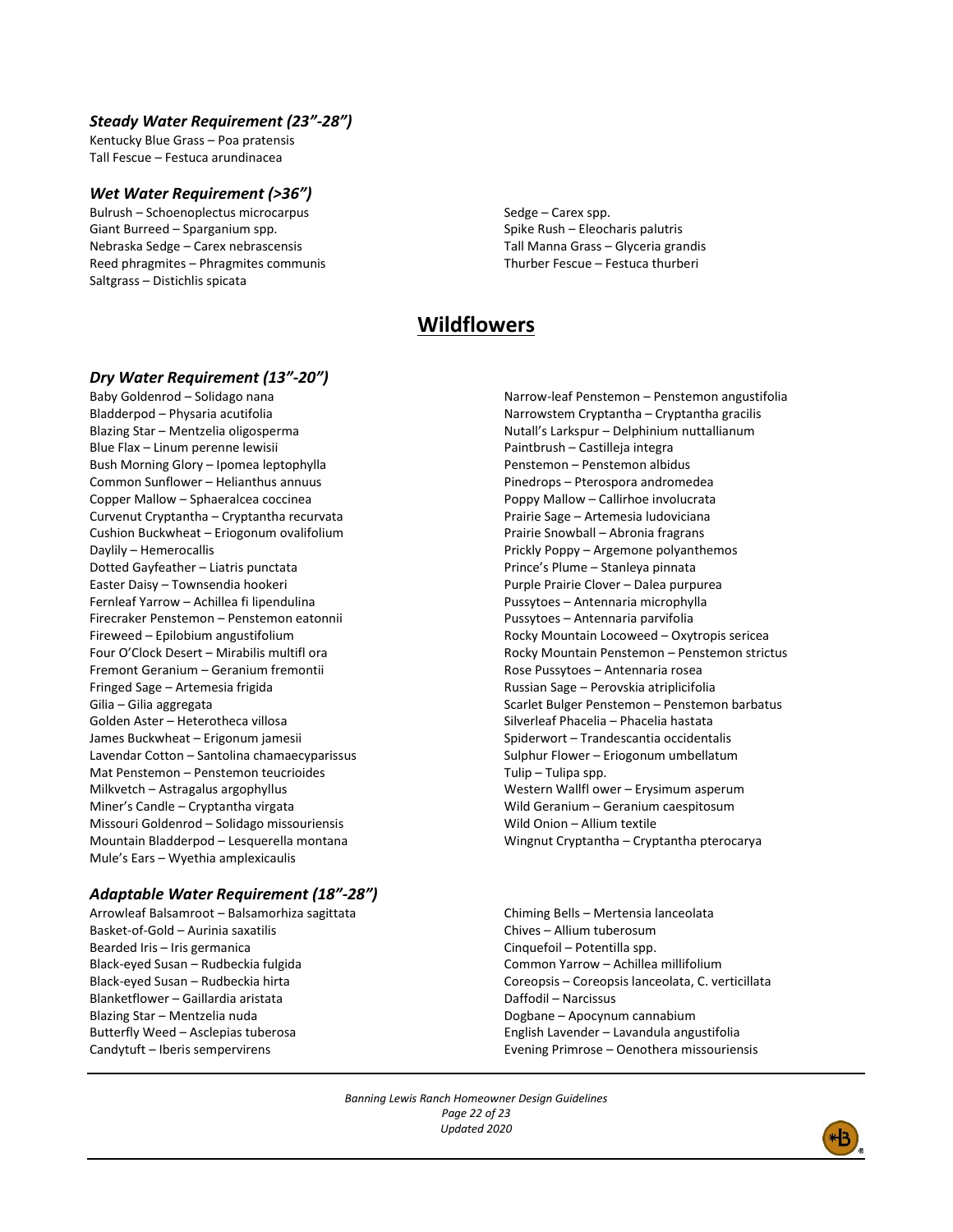### *Steady Water Requirement (23”-28”)*

Kentucky Blue Grass – Poa pratensis
Tall Fescue – Festuca arundinacea

### *Wet Water Requirement (>36”)*

Bulrush – Schoenoplectus microcarpus
Giant Burreed – Sparganium spp.
Nebraska Sedge – Carex nebrascensis
Reed phragmites – Phragmites communis
Saltgrass – Distichlis spicata
Sedge – Carex spp.
Spike Rush – Eleocharis palutris
Tall Manna Grass – Glyceria grandis
Thurber Fescue – Festuca thurberi

## Wildflowers

### *Dry Water Requirement (13”-20”)*

Baby Goldenrod – Solidago nana
Bladderpod – Physaria acutifolia
Blazing Star – Mentzelia oligosperma
Blue Flax – Linum perenne lewisii
Bush Morning Glory – Ipomea leptophylla
Common Sunflower – Helianthus annuus
Copper Mallow – Sphaeralcea coccinea
Curvenut Cryptantha – Cryptantha recurvata
Cushion Buckwheat – Eriogonum ovalifolium
Daylily – Hemerocallis
Dotted Gayfeather – Liatris punctata
Easter Daisy – Townsendia hookeri
Fernleaf Yarrow – Achillea fi lipendulina
Firecraker Penstemon – Penstemon eatonnii
Fireweed – Epilobium angustifolium
Four O’Clock Desert – Mirabilis multifl ora
Fremont Geranium – Geranium fremontii
Fringed Sage – Artemesia frigida
Gilia – Gilia aggregata
Golden Aster – Heterotheca villosa
James Buckwheat – Erigonum jamesii
Lavendar Cotton – Santolina chamaecyparissus
Mat Penstemon – Penstemon teucrioides
Milkvetch – Astragalus argophyllus
Miner’s Candle – Cryptantha virgata
Missouri Goldenrod – Solidago missouriensis
Mountain Bladderpod – Lesquerella montana
Mule’s Ears – Wyethia amplexicaulis
Narrow-leaf Penstemon – Penstemon angustifolia
Narrowstem Cryptantha – Cryptantha gracilis
Nutall’s Larkspur – Delphinium nuttallianum
Paintbrush – Castilleja integra
Penstemon – Penstemon albidus
Pinedrops – Pterospora andromedea
Poppy Mallow – Callirhoe involucrata
Prairie Sage – Artemesia ludoviciana
Prairie Snowball – Abronia fragrans
Prickly Poppy – Argemone polyanthemos
Prince’s Plume – Stanleya pinnata
Purple Prairie Clover – Dalea purpurea
Pussytoes – Antennaria microphylla
Pussytoes – Antennaria parvifolia
Rocky Mountain Locoweed – Oxytropis sericea
Rocky Mountain Penstemon – Penstemon strictus
Rose Pussytoes – Antennaria rosea
Russian Sage – Perovskia atriplicifolia
Scarlet Bulger Penstemon – Penstemon barbatus
Silverleaf Phacelia – Phacelia hastata
Spiderwort – Trandescantia occidentalis
Sulphur Flower – Eriogonum umbellatum
Tulip – Tulipa spp.
Western Wallfl ower – Erysimum asperum
Wild Geranium – Geranium caespitosum
Wild Onion – Allium textile
Wingnut Cryptantha – Cryptantha pterocarya

### *Adaptable Water Requirement (18”-28”)*

Arrowleaf Balsamroot – Balsamorhiza sagittata
Basket-of-Gold – Aurinia saxatilis
Bearded Iris – Iris germanica
Black-eyed Susan – Rudbeckia fulgida
Black-eyed Susan – Rudbeckia hirta
Blanketflower – Gaillardia aristata
Blazing Star – Mentzelia nuda
Butterfly Weed – Asclepias tuberosa
Candytuft – Iberis sempervirens
Chiming Bells – Mertensia lanceolata
Chives – Allium tuberosum
Cinquefoil – Potentilla spp.
Common Yarrow – Achillea millifolium
Coreopsis – Coreopsis lanceolata, C. verticillata
Daffodil – Narcissus
Dogbane – Apocynum cannabium
English Lavender – Lavandula angustifolia
Evening Primrose – Oenothera missouriensis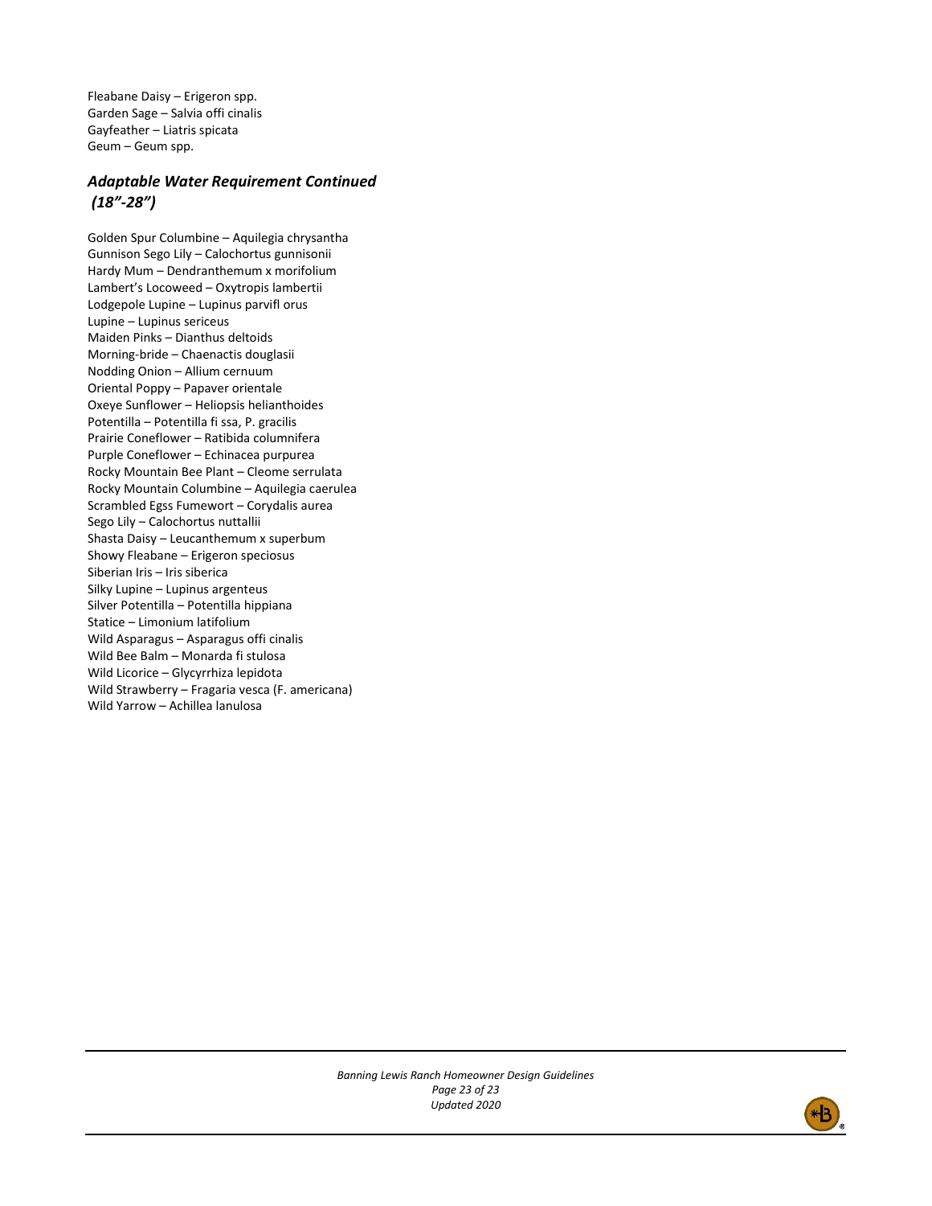Fleabane Daisy – Erigeron spp.
Garden Sage – Salvia offi cinalis
Gayfeather – Liatris spicata
Geum – Geum spp.

### *Adaptable Water Requirement Continued (18"-28")*

Golden Spur Columbine – Aquilegia chrysantha
Gunnison Sego Lily – Calochortus gunnisonii
Hardy Mum – Dendranthemum x morifolium
Lambert's Locoweed – Oxytropis lambertii
Lodgepole Lupine – Lupinus parvifl orus
Lupine – Lupinus sericeus
Maiden Pinks – Dianthus deltoids
Morning-bride – Chaenactis douglasii
Nodding Onion – Allium cernuum
Oriental Poppy – Papaver orientale
Oxeye Sunflower – Heliopsis helianthoides
Potentilla – Potentilla fi ssa, P. gracilis
Prairie Coneflower – Ratibida columnifera
Purple Coneflower – Echinacea purpurea
Rocky Mountain Bee Plant – Cleome serrulata
Rocky Mountain Columbine – Aquilegia caerulea
Scrambled Egss Fumewort – Corydalis aurea
Sego Lily – Calochortus nuttallii
Shasta Daisy – Leucanthemum x superbum
Showy Fleabane – Erigeron speciosus
Siberian Iris – Iris siberica
Silky Lupine – Lupinus argenteus
Silver Potentilla – Potentilla hippiana
Statice – Limonium latifolium
Wild Asparagus – Asparagus offi cinalis
Wild Bee Balm – Monarda fi stulosa
Wild Licorice – Glycyrrhiza lepidota
Wild Strawberry – Fragaria vesca (F. americana)
Wild Yarrow – Achillea lanulosa